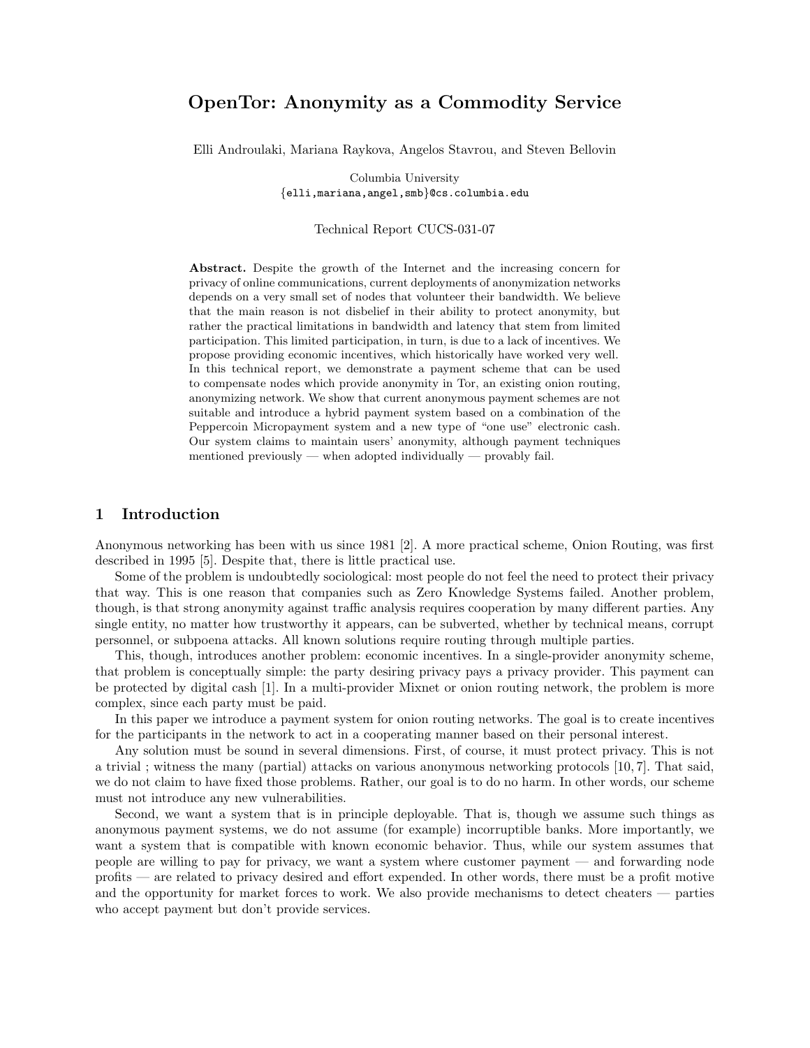# OpenTor: Anonymity as a Commodity Service

Elli Androulaki, Mariana Raykova, Angelos Stavrou, and Steven Bellovin

Columbia University
{elli,mariana,angel,smb}@cs.columbia.edu

Technical Report CUCS-031-07

**Abstract.** Despite the growth of the Internet and the increasing concern for privacy of online communications, current deployments of anonymization networks depends on a very small set of nodes that volunteer their bandwidth. We believe that the main reason is not disbelief in their ability to protect anonymity, but rather the practical limitations in bandwidth and latency that stem from limited participation. This limited participation, in turn, is due to a lack of incentives. We propose providing economic incentives, which historically have worked very well. In this technical report, we demonstrate a payment scheme that can be used to compensate nodes which provide anonymity in Tor, an existing onion routing, anonymizing network. We show that current anonymous payment schemes are not suitable and introduce a hybrid payment system based on a combination of the Peppercoin Micropayment system and a new type of "one use" electronic cash. Our system claims to maintain users' anonymity, although payment techniques mentioned previously — when adopted individually — provably fail.

## 1 Introduction

Anonymous networking has been with us since 1981 [2]. A more practical scheme, Onion Routing, was first described in 1995 [5]. Despite that, there is little practical use.

Some of the problem is undoubtedly sociological: most people do not feel the need to protect their privacy that way. This is one reason that companies such as Zero Knowledge Systems failed. Another problem, though, is that strong anonymity against traffic analysis requires cooperation by many different parties. Any single entity, no matter how trustworthy it appears, can be subverted, whether by technical means, corrupt personnel, or subpoena attacks. All known solutions require routing through multiple parties.

This, though, introduces another problem: economic incentives. In a single-provider anonymity scheme, that problem is conceptually simple: the party desiring privacy pays a privacy provider. This payment can be protected by digital cash [1]. In a multi-provider Mixnet or onion routing network, the problem is more complex, since each party must be paid.

In this paper we introduce a payment system for onion routing networks. The goal is to create incentives for the participants in the network to act in a cooperating manner based on their personal interest.

Any solution must be sound in several dimensions. First, of course, it must protect privacy. This is not a trivial ; witness the many (partial) attacks on various anonymous networking protocols [10, 7]. That said, we do not claim to have fixed those problems. Rather, our goal is to do no harm. In other words, our scheme must not introduce any new vulnerabilities.

Second, we want a system that is in principle deployable. That is, though we assume such things as anonymous payment systems, we do not assume (for example) incorruptible banks. More importantly, we want a system that is compatible with known economic behavior. Thus, while our system assumes that people are willing to pay for privacy, we want a system where customer payment — and forwarding node profits — are related to privacy desired and effort expended. In other words, there must be a profit motive and the opportunity for market forces to work. We also provide mechanisms to detect cheaters — parties who accept payment but don't provide services.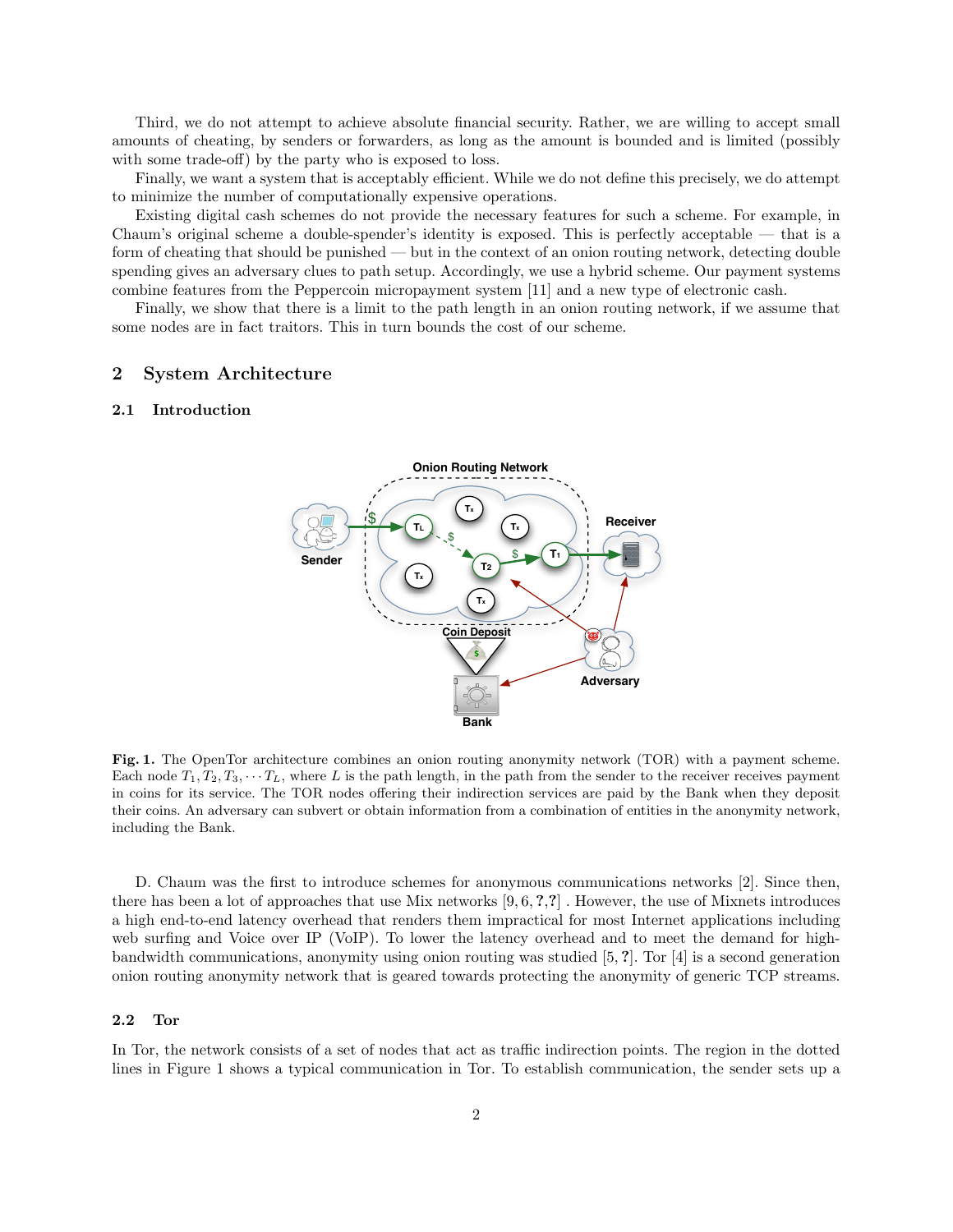Third, we do not attempt to achieve absolute financial security. Rather, we are willing to accept small amounts of cheating, by senders or forwarders, as long as the amount is bounded and is limited (possibly with some trade-off) by the party who is exposed to loss.

Finally, we want a system that is acceptably efficient. While we do not define this precisely, we do attempt to minimize the number of computationally expensive operations.

Existing digital cash schemes do not provide the necessary features for such a scheme. For example, in Chaum's original scheme a double-spender's identity is exposed. This is perfectly acceptable — that is a form of cheating that should be punished — but in the context of an onion routing network, detecting double spending gives an adversary clues to path setup. Accordingly, we use a hybrid scheme. Our payment systems combine features from the Peppercoin micropayment system [11] and a new type of electronic cash.

Finally, we show that there is a limit to the path length in an onion routing network, if we assume that some nodes are in fact traitors. This in turn bounds the cost of our scheme.

## 2 System Architecture

### 2.1 Introduction

**Fig. 1.** The OpenTor architecture combines an onion routing anonymity network (TOR) with a payment scheme. Each node $T_1, T_2, T_3, \cdots T_L$, where $L$ is the path length, in the path from the sender to the receiver receives payment in coins for its service. The TOR nodes offering their indirection services are paid by the Bank when they deposit their coins. An adversary can subvert or obtain information from a combination of entities in the anonymity network, including the Bank.

D. Chaum was the first to introduce schemes for anonymous communications networks [2]. Since then, there has been a lot of approaches that use Mix networks [9, 6, ?, ?] . However, the use of Mixnets introduces a high end-to-end latency overhead that renders them impractical for most Internet applications including web surfing and Voice over IP (VoIP). To lower the latency overhead and to meet the demand for high-bandwidth communications, anonymity using onion routing was studied [5, ?]. Tor [4] is a second generation onion routing anonymity network that is geared towards protecting the anonymity of generic TCP streams.

### 2.2 Tor

In Tor, the network consists of a set of nodes that act as traffic indirection points. The region in the dotted lines in Figure 1 shows a typical communication in Tor. To establish communication, the sender sets up a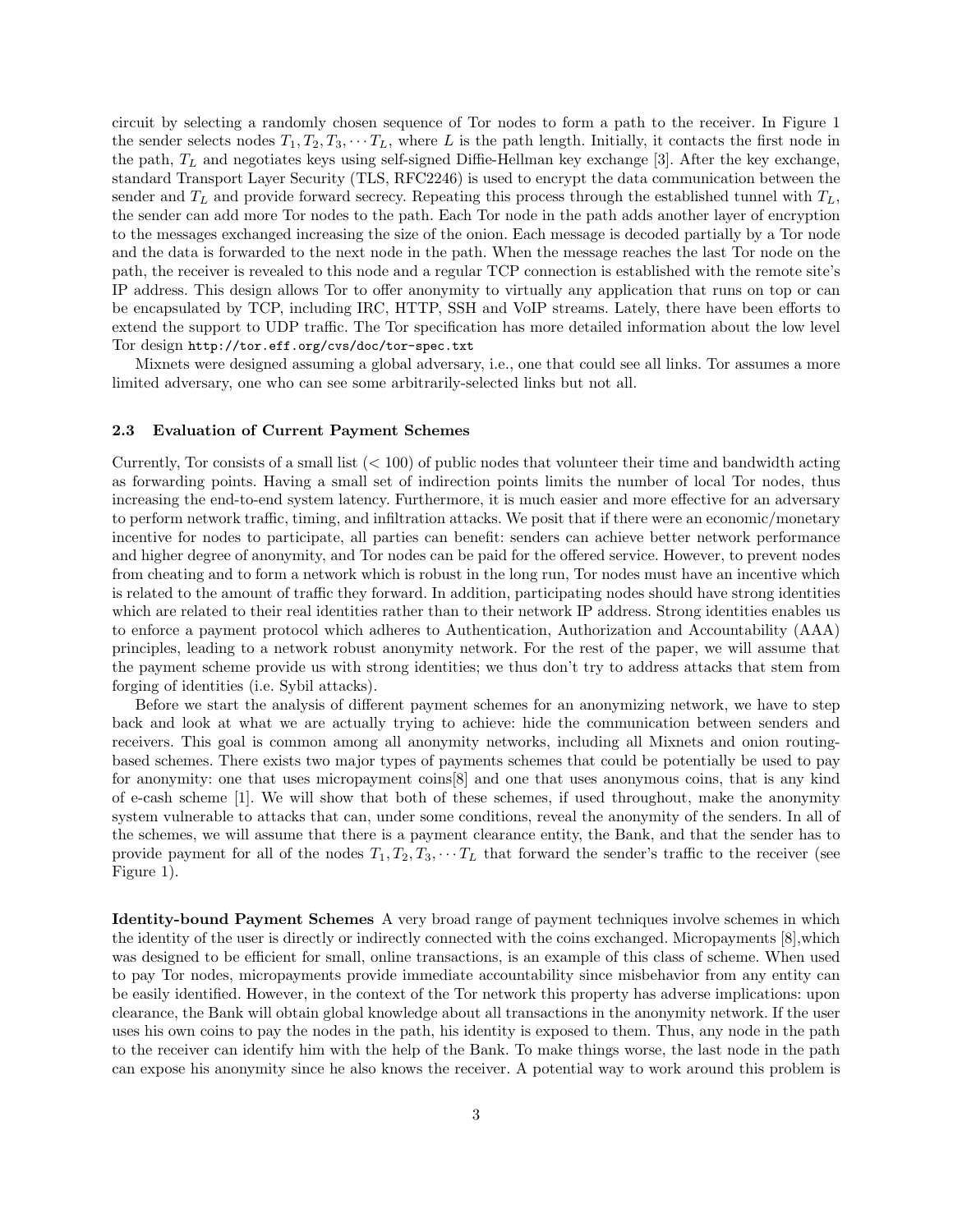circuit by selecting a randomly chosen sequence of Tor nodes to form a path to the receiver. In Figure 1 the sender selects nodes $T_1, T_2, T_3, \cdots T_L$, where $L$ is the path length. Initially, it contacts the first node in the path, $T_L$ and negotiates keys using self-signed Diffie-Hellman key exchange [3]. After the key exchange, standard Transport Layer Security (TLS, RFC2246) is used to encrypt the data communication between the sender and $T_L$ and provide forward secrecy. Repeating this process through the established tunnel with $T_L$, the sender can add more Tor nodes to the path. Each Tor node in the path adds another layer of encryption to the messages exchanged increasing the size of the onion. Each message is decoded partially by a Tor node and the data is forwarded to the next node in the path. When the message reaches the last Tor node on the path, the receiver is revealed to this node and a regular TCP connection is established with the remote site's IP address. This design allows Tor to offer anonymity to virtually any application that runs on top or can be encapsulated by TCP, including IRC, HTTP, SSH and VoIP streams. Lately, there have been efforts to extend the support to UDP traffic. The Tor specification has more detailed information about the low level Tor design `http://tor.eff.org/cvs/doc/tor-spec.txt`

Mixnets were designed assuming a global adversary, i.e., one that could see all links. Tor assumes a more limited adversary, one who can see some arbitrarily-selected links but not all.

### 2.3 Evaluation of Current Payment Schemes

Currently, Tor consists of a small list (< 100) of public nodes that volunteer their time and bandwidth acting as forwarding points. Having a small set of indirection points limits the number of local Tor nodes, thus increasing the end-to-end system latency. Furthermore, it is much easier and more effective for an adversary to perform network traffic, timing, and infiltration attacks. We posit that if there were an economic/monetary incentive for nodes to participate, all parties can benefit: senders can achieve better network performance and higher degree of anonymity, and Tor nodes can be paid for the offered service. However, to prevent nodes from cheating and to form a network which is robust in the long run, Tor nodes must have an incentive which is related to the amount of traffic they forward. In addition, participating nodes should have strong identities which are related to their real identities rather than to their network IP address. Strong identities enables us to enforce a payment protocol which adheres to Authentication, Authorization and Accountability (AAA) principles, leading to a network robust anonymity network. For the rest of the paper, we will assume that the payment scheme provide us with strong identities; we thus don't try to address attacks that stem from forging of identities (i.e. Sybil attacks).

Before we start the analysis of different payment schemes for an anonymizing network, we have to step back and look at what we are actually trying to achieve: hide the communication between senders and receivers. This goal is common among all anonymity networks, including all Mixnets and onion routing-based schemes. There exists two major types of payments schemes that could be potentially be used to pay for anonymity: one that uses micropayment coins[8] and one that uses anonymous coins, that is any kind of e-cash scheme [1]. We will show that both of these schemes, if used throughout, make the anonymity system vulnerable to attacks that can, under some conditions, reveal the anonymity of the senders. In all of the schemes, we will assume that there is a payment clearance entity, the Bank, and that the sender has to provide payment for all of the nodes $T_1, T_2, T_3, \cdots T_L$ that forward the sender's traffic to the receiver (see Figure 1).

**Identity-bound Payment Schemes** A very broad range of payment techniques involve schemes in which the identity of the user is directly or indirectly connected with the coins exchanged. Micropayments [8],which was designed to be efficient for small, online transactions, is an example of this class of scheme. When used to pay Tor nodes, micropayments provide immediate accountability since misbehavior from any entity can be easily identified. However, in the context of the Tor network this property has adverse implications: upon clearance, the Bank will obtain global knowledge about all transactions in the anonymity network. If the user uses his own coins to pay the nodes in the path, his identity is exposed to them. Thus, any node in the path to the receiver can identify him with the help of the Bank. To make things worse, the last node in the path can expose his anonymity since he also knows the receiver. A potential way to work around this problem is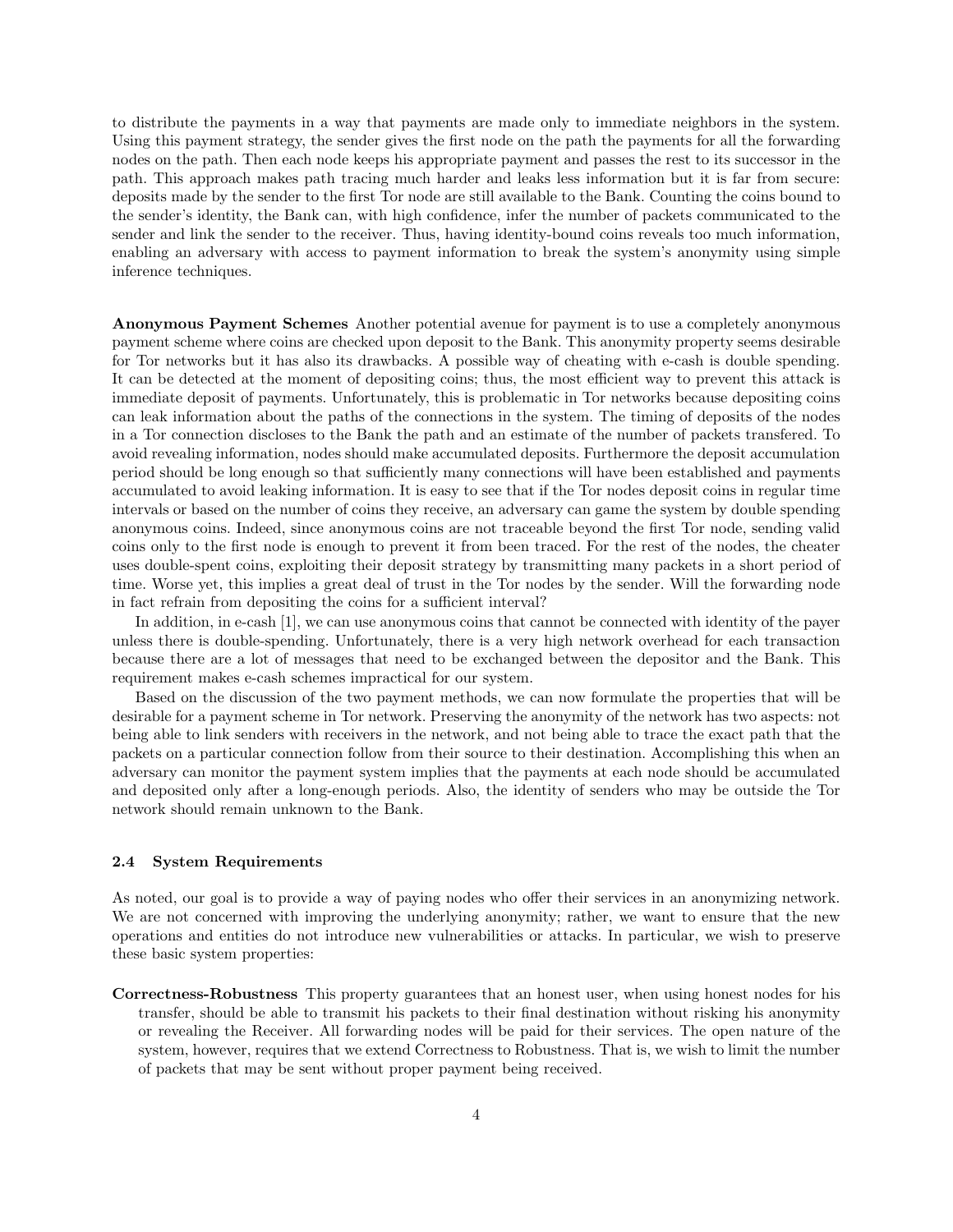to distribute the payments in a way that payments are made only to immediate neighbors in the system. Using this payment strategy, the sender gives the first node on the path the payments for all the forwarding nodes on the path. Then each node keeps his appropriate payment and passes the rest to its successor in the path. This approach makes path tracing much harder and leaks less information but it is far from secure: deposits made by the sender to the first Tor node are still available to the Bank. Counting the coins bound to the sender's identity, the Bank can, with high confidence, infer the number of packets communicated to the sender and link the sender to the receiver. Thus, having identity-bound coins reveals too much information, enabling an adversary with access to payment information to break the system's anonymity using simple inference techniques.

**Anonymous Payment Schemes** Another potential avenue for payment is to use a completely anonymous payment scheme where coins are checked upon deposit to the Bank. This anonymity property seems desirable for Tor networks but it has also its drawbacks. A possible way of cheating with e-cash is double spending. It can be detected at the moment of depositing coins; thus, the most efficient way to prevent this attack is immediate deposit of payments. Unfortunately, this is problematic in Tor networks because depositing coins can leak information about the paths of the connections in the system. The timing of deposits of the nodes in a Tor connection discloses to the Bank the path and an estimate of the number of packets transfered. To avoid revealing information, nodes should make accumulated deposits. Furthermore the deposit accumulation period should be long enough so that sufficiently many connections will have been established and payments accumulated to avoid leaking information. It is easy to see that if the Tor nodes deposit coins in regular time intervals or based on the number of coins they receive, an adversary can game the system by double spending anonymous coins. Indeed, since anonymous coins are not traceable beyond the first Tor node, sending valid coins only to the first node is enough to prevent it from been traced. For the rest of the nodes, the cheater uses double-spent coins, exploiting their deposit strategy by transmitting many packets in a short period of time. Worse yet, this implies a great deal of trust in the Tor nodes by the sender. Will the forwarding node in fact refrain from depositing the coins for a sufficient interval?

In addition, in e-cash [1], we can use anonymous coins that cannot be connected with identity of the payer unless there is double-spending. Unfortunately, there is a very high network overhead for each transaction because there are a lot of messages that need to be exchanged between the depositor and the Bank. This requirement makes e-cash schemes impractical for our system.

Based on the discussion of the two payment methods, we can now formulate the properties that will be desirable for a payment scheme in Tor network. Preserving the anonymity of the network has two aspects: not being able to link senders with receivers in the network, and not being able to trace the exact path that the packets on a particular connection follow from their source to their destination. Accomplishing this when an adversary can monitor the payment system implies that the payments at each node should be accumulated and deposited only after a long-enough periods. Also, the identity of senders who may be outside the Tor network should remain unknown to the Bank.

### 2.4 System Requirements

As noted, our goal is to provide a way of paying nodes who offer their services in an anonymizing network. We are not concerned with improving the underlying anonymity; rather, we want to ensure that the new operations and entities do not introduce new vulnerabilities or attacks. In particular, we wish to preserve these basic system properties:

**Correctness-Robustness** This property guarantees that an honest user, when using honest nodes for his transfer, should be able to transmit his packets to their final destination without risking his anonymity or revealing the Receiver. All forwarding nodes will be paid for their services. The open nature of the system, however, requires that we extend Correctness to Robustness. That is, we wish to limit the number of packets that may be sent without proper payment being received.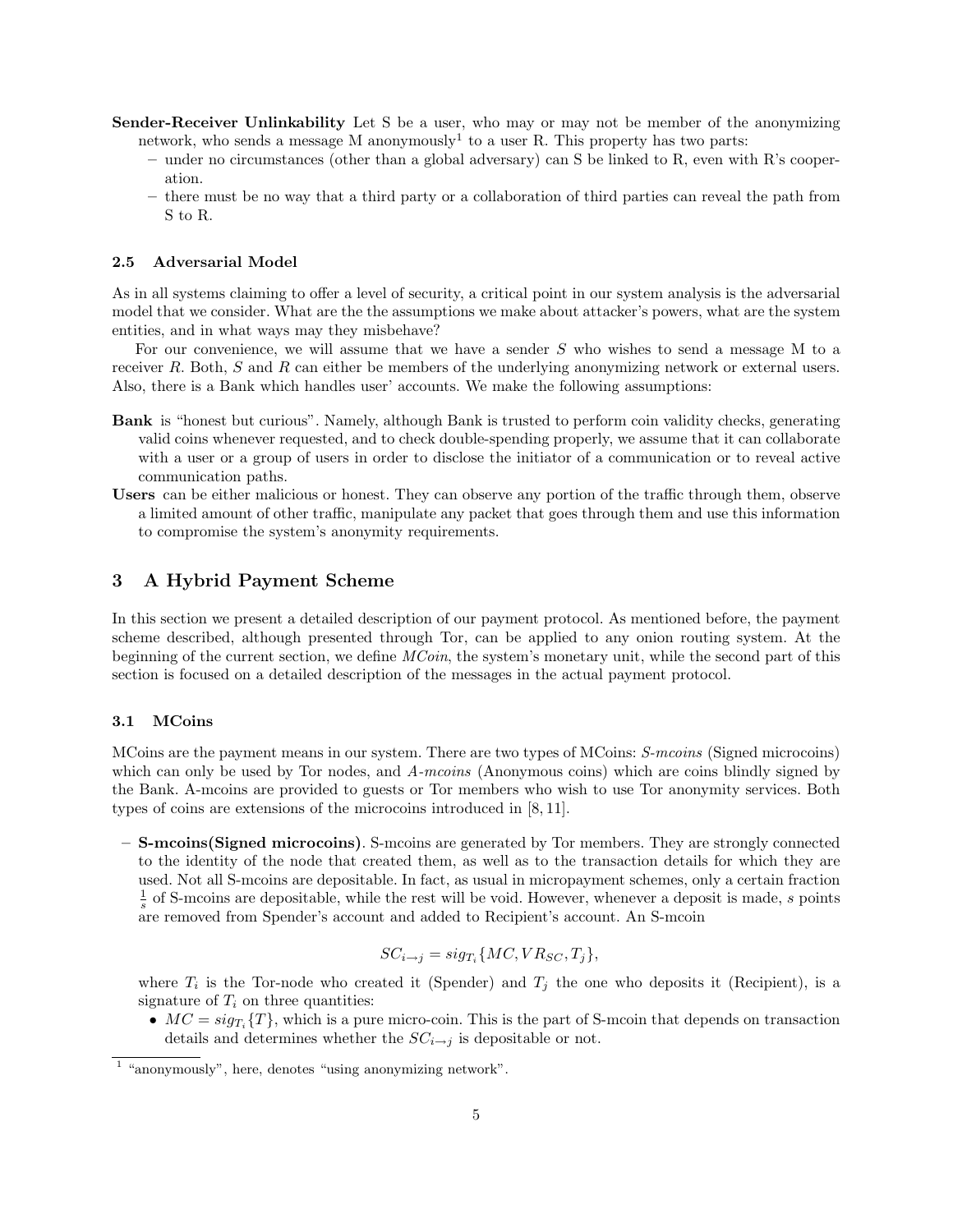**Sender-Receiver Unlinkability** Let S be a user, who may or may not be member of the anonymizing network, who sends a message M anonymously[1] to a user R. This property has two parts:

- under no circumstances (other than a global adversary) can S be linked to R, even with R's cooperation.
- there must be no way that a third party or a collaboration of third parties can reveal the path from S to R.

### 2.5 Adversarial Model

As in all systems claiming to offer a level of security, a critical point in our system analysis is the adversarial model that we consider. What are the the assumptions we make about attacker's powers, what are the system entities, and in what ways may they misbehave?

For our convenience, we will assume that we have a sender $S$ who wishes to send a message M to a receiver $R$. Both, $S$ and $R$ can either be members of the underlying anonymizing network or external users. Also, there is a Bank which handles user' accounts. We make the following assumptions:

**Bank** is "honest but curious". Namely, although Bank is trusted to perform coin validity checks, generating valid coins whenever requested, and to check double-spending properly, we assume that it can collaborate with a user or a group of users in order to disclose the initiator of a communication or to reveal active communication paths.

**Users** can be either malicious or honest. They can observe any portion of the traffic through them, observe a limited amount of other traffic, manipulate any packet that goes through them and use this information to compromise the system's anonymity requirements.

## 3 A Hybrid Payment Scheme

In this section we present a detailed description of our payment protocol. As mentioned before, the payment scheme described, although presented through Tor, can be applied to any onion routing system. At the beginning of the current section, we define *MCoin*, the system's monetary unit, while the second part of this section is focused on a detailed description of the messages in the actual payment protocol.

### 3.1 MCoins

MCoins are the payment means in our system. There are two types of MCoins: *S-mcoins* (Signed microcoins) which can only be used by Tor nodes, and *A-mcoins* (Anonymous coins) which are coins blindly signed by the Bank. A-mcoins are provided to guests or Tor members who wish to use Tor anonymity services. Both types of coins are extensions of the microcoins introduced in [8, 11].

- **S-mcoins(Signed microcoins)**. S-mcoins are generated by Tor members. They are strongly connected to the identity of the node that created them, as well as to the transaction details for which they are used. Not all S-mcoins are depositable. In fact, as usual in micropayment schemes, only a certain fraction $\frac{1}{s}$ of S-mcoins are depositable, while the rest will be void. However, whenever a deposit is made, $s$ points are removed from Spender's account and added to Recipient's account. An S-mcoin

$$SC_{i \to j} = sig_{T_i}\{MC, VR_{SC}, T_j\},$$

  where $T_i$ is the Tor-node who created it (Spender) and $T_j$ the one who deposits it (Recipient), is a signature of $T_i$ on three quantities:
  - $MC = sig_{T_i}\{T\}$, which is a pure micro-coin. This is the part of S-mcoin that depends on transaction details and determines whether the $SC_{i \to j}$ is depositable or not.

[1] "anonymously", here, denotes "using anonymizing network".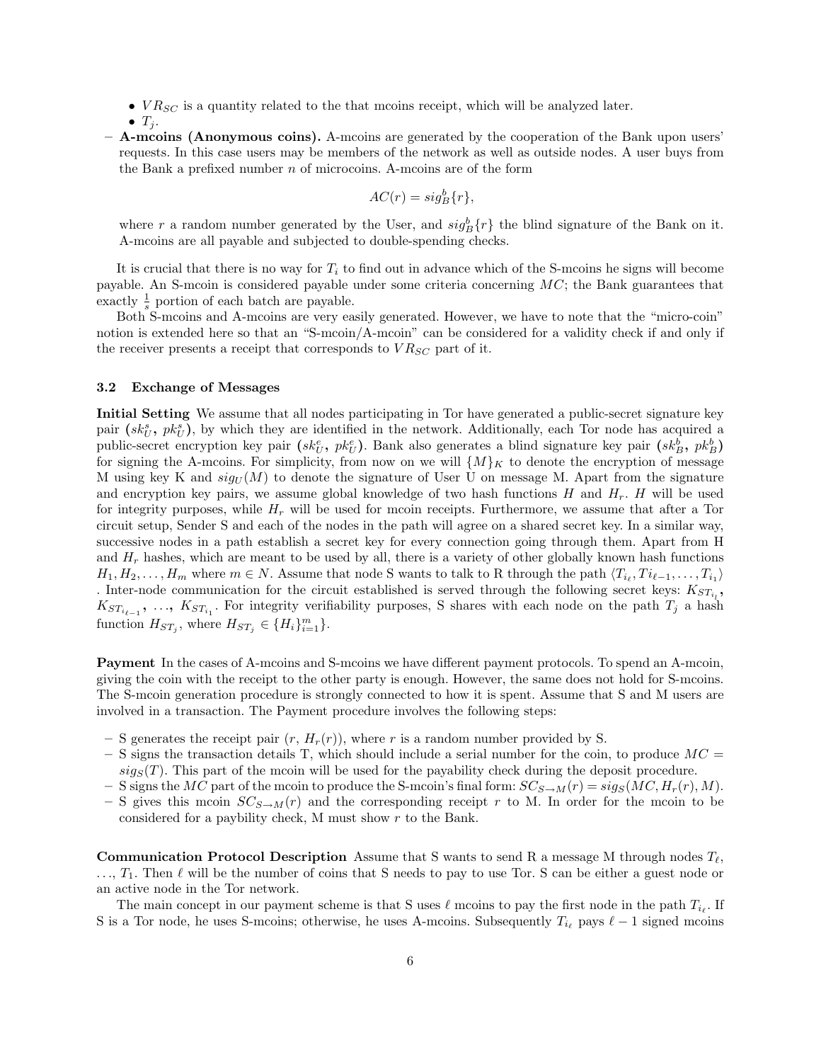- $VR_{SC}$ is a quantity related to the that mcoins receipt, which will be analyzed later.
  - $T_j$.

– **A-mcoins (Anonymous coins).** A-mcoins are generated by the cooperation of the Bank upon users' requests. In this case users may be members of the network as well as outside nodes. A user buys from the Bank a prefixed number $n$ of microcoins. A-mcoins are of the form

$$AC(r) = sig_B^b\{r\},$$

where $r$ a random number generated by the User, and $sig_B^b\{r\}$ the blind signature of the Bank on it. A-mcoins are all payable and subjected to double-spending checks.

It is crucial that there is no way for $T_i$ to find out in advance which of the S-mcoins he signs will become payable. An S-mcoin is considered payable under some criteria concerning $MC$; the Bank guarantees that exactly $\frac{1}{s}$ portion of each batch are payable.

Both S-mcoins and A-mcoins are very easily generated. However, we have to note that the "micro-coin" notion is extended here so that an "S-mcoin/A-mcoin" can be considered for a validity check if and only if the receiver presents a receipt that corresponds to $VR_{SC}$ part of it.

### 3.2 Exchange of Messages

**Initial Setting** We assume that all nodes participating in Tor have generated a public-secret signature key pair $(sk_U^s,\ pk_U^s)$, by which they are identified in the network. Additionally, each Tor node has acquired a public-secret encryption key pair $(sk_U^e,\ pk_U^e)$. Bank also generates a blind signature key pair $(sk_B^b,\ pk_B^b)$ for signing the A-mcoins. For simplicity, from now on we will $\{M\}_K$ to denote the encryption of message M using key K and $sig_U(M)$ to denote the signature of User U on message M. Apart from the signature and encryption key pairs, we assume global knowledge of two hash functions $H$ and $H_r$. $H$ will be used for integrity purposes, while $H_r$ will be used for mcoin receipts. Furthermore, we assume that after a Tor circuit setup, Sender S and each of the nodes in the path will agree on a shared secret key. In a similar way, successive nodes in a path establish a secret key for every connection going through them. Apart from H and $H_r$ hashes, which are meant to be used by all, there is a variety of other globally known hash functions $H_1, H_2, \dots, H_m$ where $m \in N$. Assume that node S wants to talk to R through the path $\langle T_{i_\ell}, Ti_{\ell-1}, \dots, T_{i_1}\rangle$ . Inter-node communication for the circuit established is served through the following secret keys: $K_{ST_{i_l}}$, $K_{ST_{i_{\ell-1}}}$, …, $K_{ST_{i_1}}$. For integrity verifiability purposes, S shares with each node on the path $T_j$ a hash function $H_{ST_j}$, where $H_{ST_j} \in \{H_i\}_{i=1}^m$.

**Payment** In the cases of A-mcoins and S-mcoins we have different payment protocols. To spend an A-mcoin, giving the coin with the receipt to the other party is enough. However, the same does not hold for S-mcoins. The S-mcoin generation procedure is strongly connected to how it is spent. Assume that S and M users are involved in a transaction. The Payment procedure involves the following steps:

– S generates the receipt pair $(r,\ H_r(r))$, where $r$ is a random number provided by S.
– S signs the transaction details T, which should include a serial number for the coin, to produce $MC = sig_S(T)$. This part of the mcoin will be used for the payability check during the deposit procedure.
– S signs the $MC$ part of the mcoin to produce the S-mcoin's final form: $SC_{S\to M}(r) = sig_S(MC, H_r(r), M)$.
– S gives this mcoin $SC_{S\to M}(r)$ and the corresponding receipt $r$ to M. In order for the mcoin to be considered for a paybility check, M must show $r$ to the Bank.

**Communication Protocol Description** Assume that S wants to send R a message M through nodes $T_\ell$, …, $T_1$. Then $\ell$ will be the number of coins that S needs to pay to use Tor. S can be either a guest node or an active node in the Tor network.

The main concept in our payment scheme is that S uses $\ell$ mcoins to pay the first node in the path $T_{i_\ell}$. If S is a Tor node, he uses S-mcoins; otherwise, he uses A-mcoins. Subsequently $T_{i_\ell}$ pays $\ell - 1$ signed mcoins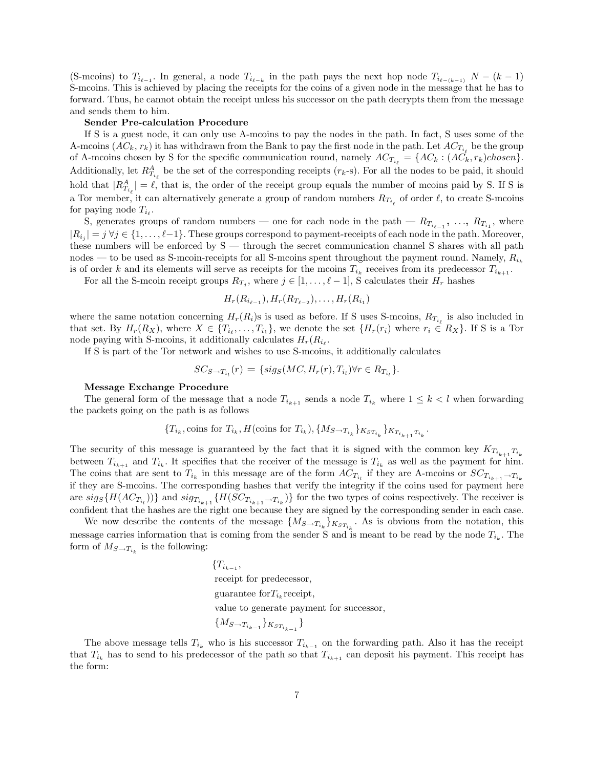(S-mcoins) to $T_{i_{\ell-1}}$. In general, a node $T_{i_{\ell-k}}$ in the path pays the next hop node $T_{i_{\ell-(k-1)}}$ $N-(k-1)$ S-mcoins. This is achieved by placing the receipts for the coins of a given node in the message that he has to forward. Thus, he cannot obtain the receipt unless his successor on the path decrypts them from the message and sends them to him.

**Sender Pre-calculation Procedure**

If S is a guest node, it can only use A-mcoins to pay the nodes in the path. In fact, S uses some of the A-mcoins $(AC_k, r_k)$ it has withdrawn from the Bank to pay the first node in the path. Let $AC_{T_{i_\ell}}$ be the group of A-mcoins chosen by S for the specific communication round, namely $AC_{T_{i_\ell}} = \{AC_k : (AC_k, r_k) chosen\}$. Additionally, let $R^A_{T_{i_\ell}}$ be the set of the corresponding receipts ($r_k$-s). For all the nodes to be paid, it should hold that $|R^A_{T_{i_\ell}}| = \ell$, that is, the order of the receipt group equals the number of mcoins paid by S. If S is a Tor member, it can alternatively generate a group of random numbers $R_{T_{i_\ell}}$ of order $\ell$, to create S-mcoins for paying node $T_{i_\ell}$.

S, generates groups of random numbers — one for each node in the path — $R_{T_{i_{\ell-1}}}, \ldots, R_{T_{i_1}}$, where $|R_{i_j}| = j \; \forall j \in \{1, \ldots, \ell-1\}$. These groups correspond to payment-receipts of each node in the path. Moreover, these numbers will be enforced by S — through the secret communication channel S shares with all path nodes — to be used as S-mcoin-receipts for all S-mcoins spent throughout the payment round. Namely, $R_{i_k}$ is of order $k$ and its elements will serve as receipts for the mcoins $T_{i_k}$ receives from its predecessor $T_{i_{k+1}}$.

For all the S-mcoin receipt groups $R_{T_j}$, where $j \in [1, \ldots, \ell-1]$, S calculates their $H_r$ hashes

$$H_r(R_{i_{\ell-1}}), H_r(R_{T_{\ell-2}}), \ldots, H_r(R_{i_1})$$

where the same notation concerning $H_r(R_i)$s is used as before. If S uses S-mcoins, $R_{T_{i_\ell}}$ is also included in that set. By $H_r(R_X)$, where $X \in \{T_{i_\ell}, \ldots, T_{i_1}\}$, we denote the set $\{H_r(r_i) \text{ where } r_i \in R_X\}$. If S is a Tor node paying with S-mcoins, it additionally calculates $H_r(R_{i_\ell}$.

If S is part of the Tor network and wishes to use S-mcoins, it additionally calculates

$$SC_{S \to T_{i_l}}(r) = \{sig_S(MC, H_r(r), T_{i_l}) \forall r \in R_{T_{i_l}}\}.$$

**Message Exchange Procedure**

The general form of the message that a node $T_{i_{k+1}}$ sends a node $T_{i_k}$ where $1 \leq k < l$ when forwarding the packets going on the path is as follows

$$\{T_{i_k}, \text{coins for } T_{i_k}, H(\text{coins for } T_{i_k}), \{M_{S \to T_{i_k}}\}_{K_{ST_{i_k}}}\}_{K_{T_{i_{k+1}}T_{i_k}}}.$$

The security of this message is guaranteed by the fact that it is signed with the common key $K_{T_{i_{k+1}}T_{i_k}}$ between $T_{i_{k+1}}$ and $T_{i_k}$. It specifies that the receiver of the message is $T_{i_k}$ as well as the payment for him. The coins that are sent to $T_{i_k}$ in this message are of the form $AC_{T_{i_l}}$ if they are A-mcoins or $SC_{T_{i_{k+1}} \to T_{i_k}}$ if they are S-mcoins. The corresponding hashes that verify the integrity if the coins used for payment here are $sig_S\{H(AC_{T_{i_l}}))\}$ and $sig_{T_{i_{k+1}}}\{H(SC_{T_{i_{k+1}} \to T_{i_k}})\}$ for the two types of coins respectively. The receiver is confident that the hashes are the right one because they are signed by the corresponding sender in each case.

We now describe the contents of the message $\{M_{S \to T_{i_k}}\}_{K_{ST_{i_k}}}$. As is obvious from the notation, this message carries information that is coming from the sender S and is meant to be read by the node $T_{i_k}$. The form of $M_{S \to T_{i_k}}$ is the following:

$$\begin{aligned}
&\{T_{i_{k-1}},\\
&\text{receipt for predecessor},\\
&\text{guarantee for} T_{i_k} \text{receipt},\\
&\text{value to generate payment for successor},\\
&\{M_{S \to T_{i_{k-1}}}\}_{K_{ST_{i_{k-1}}}}\}
\end{aligned}$$

The above message tells $T_{i_k}$ who is his successor $T_{i_{k-1}}$ on the forwarding path. Also it has the receipt that $T_{i_k}$ has to send to his predecessor of the path so that $T_{i_{k+1}}$ can deposit his payment. This receipt has the form: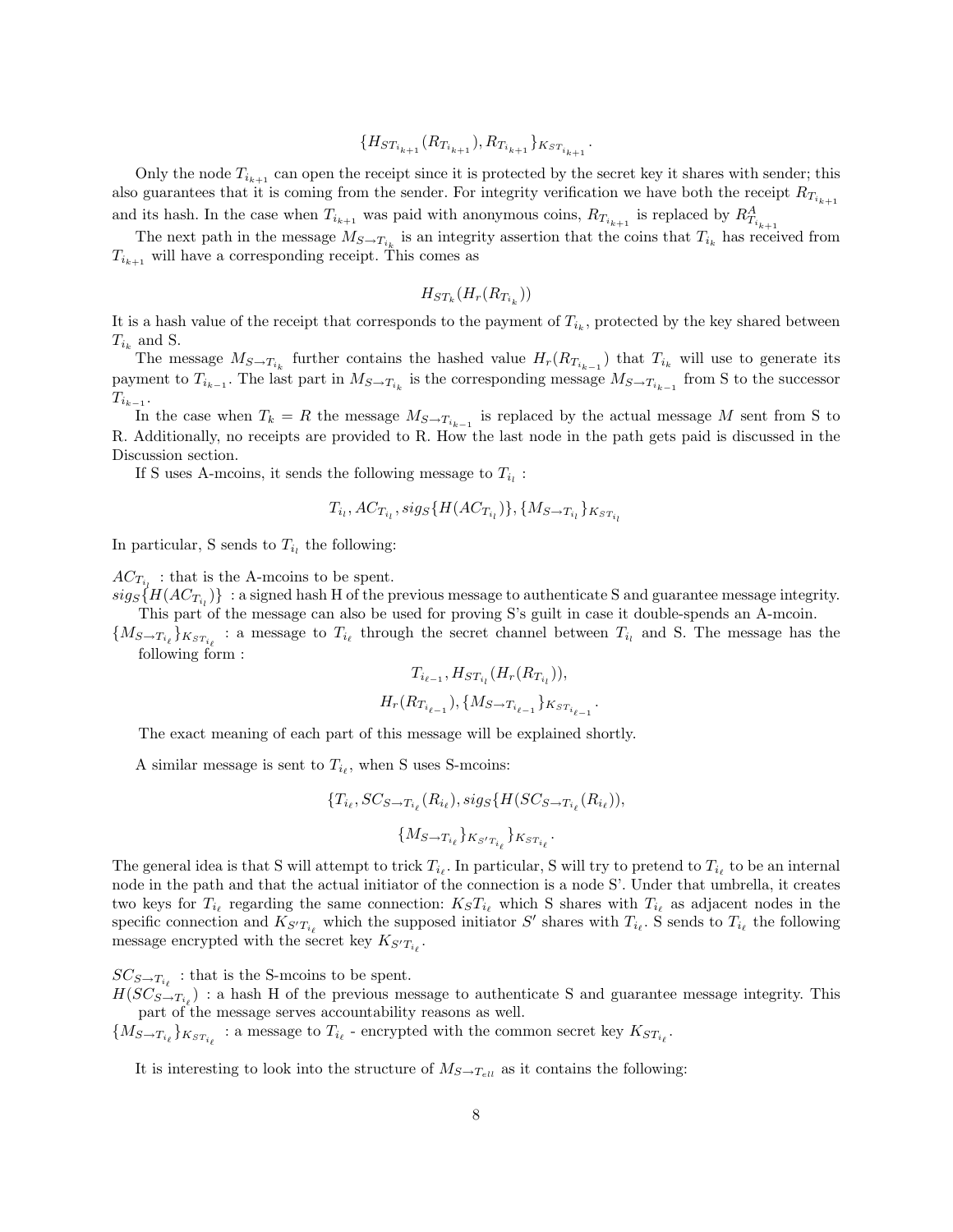$$\{H_{ST_{i_{k+1}}}(R_{T_{i_{k+1}}}), R_{T_{i_{k+1}}}\}_{K_{ST_{i_{k+1}}}}.$$

Only the node $T_{i_{k+1}}$ can open the receipt since it is protected by the secret key it shares with sender; this also guarantees that it is coming from the sender. For integrity verification we have both the receipt $R_{T_{i_{k+1}}}$ and its hash. In the case when $T_{i_{k+1}}$ was paid with anonymous coins, $R_{T_{i_{k+1}}}$ is replaced by $R^A_{T_{i_{k+1}}}$

The next path in the message $M_{S \to T_{i_k}}$ is an integrity assertion that the coins that $T_{i_k}$ has received from $T_{i_{k+1}}$ will have a corresponding receipt. This comes as

$$H_{ST_k}(H_r(R_{T_{i_k}}))$$

It is a hash value of the receipt that corresponds to the payment of $T_{i_k}$, protected by the key shared between $T_{i_k}$ and S.

The message $M_{S \to T_{i_k}}$ further contains the hashed value $H_r(R_{T_{i_{k-1}}})$ that $T_{i_k}$ will use to generate its payment to $T_{i_{k-1}}$. The last part in $M_{S \to T_{i_k}}$ is the corresponding message $M_{S \to T_{i_{k-1}}}$ from S to the successor $T_{i_{k-1}}$.

In the case when $T_k = R$ the message $M_{S \to T_{i_{k-1}}}$ is replaced by the actual message $M$ sent from S to R. Additionally, no receipts are provided to R. How the last node in the path gets paid is discussed in the Discussion section.

If S uses A-mcoins, it sends the following message to $T_{i_l}$ :

$$T_{i_l}, AC_{T_{i_l}}, sig_S\{H(AC_{T_{i_l}})\}, \{M_{S \to T_{i_l}}\}_{K_{ST_{i_l}}}$$

In particular, S sends to $T_{i_l}$ the following:

$AC_{T_{i_l}}$ : that is the A-mcoins to be spent.

$sig_S\{H(AC_{T_{i_l}})\}$ : a signed hash H of the previous message to authenticate S and guarantee message integrity. This part of the message can also be used for proving S's guilt in case it double-spends an A-mcoin.

$\{M_{S \to T_{i_\ell}}\}_{K_{ST_{i_\ell}}}$ : a message to $T_{i_\ell}$ through the secret channel between $T_{i_l}$ and S. The message has the following form :

$$T_{i_{\ell-1}}, H_{ST_{i_l}}(H_r(R_{T_{i_l}})),$$

$$H_r(R_{T_{i_{\ell-1}}}), \{M_{S \to T_{i_{\ell-1}}}\}_{K_{ST_{i_{\ell-1}}}}.$$

The exact meaning of each part of this message will be explained shortly.

A similar message is sent to $T_{i_\ell}$, when S uses S-mcoins:

$$\{T_{i_\ell}, SC_{S \to T_{i_\ell}}(R_{i_\ell}), sig_S\{H(SC_{S \to T_{i_\ell}}(R_{i_\ell})),$$

$$\{M_{S \to T_{i_\ell}}\}_{K_{S'T_{i_\ell}}}\}_{K_{ST_{i_\ell}}}.$$

The general idea is that S will attempt to trick $T_{i_\ell}$. In particular, S will try to pretend to $T_{i_\ell}$ to be an internal node in the path and that the actual initiator of the connection is a node S'. Under that umbrella, it creates two keys for $T_{i_\ell}$ regarding the same connection: $K_ST_{i_\ell}$ which S shares with $T_{i_\ell}$ as adjacent nodes in the specific connection and $K_{S'T_{i_\ell}}$ which the supposed initiator $S'$ shares with $T_{i_\ell}$. S sends to $T_{i_\ell}$ the following message encrypted with the secret key $K_{S'T_{i_\ell}}$.

$SC_{S \to T_{i_\ell}}$ : that is the S-mcoins to be spent.

$H(SC_{S \to T_{i_\ell}})$ : a hash H of the previous message to authenticate S and guarantee message integrity. This part of the message serves accountability reasons as well.

$\{M_{S \to T_{i_\ell}}\}_{K_{ST_{i_\ell}}}$ : a message to $T_{i_\ell}$ - encrypted with the common secret key $K_{ST_{i_\ell}}$.

It is interesting to look into the structure of $M_{S \to T_{ell}}$ as it contains the following: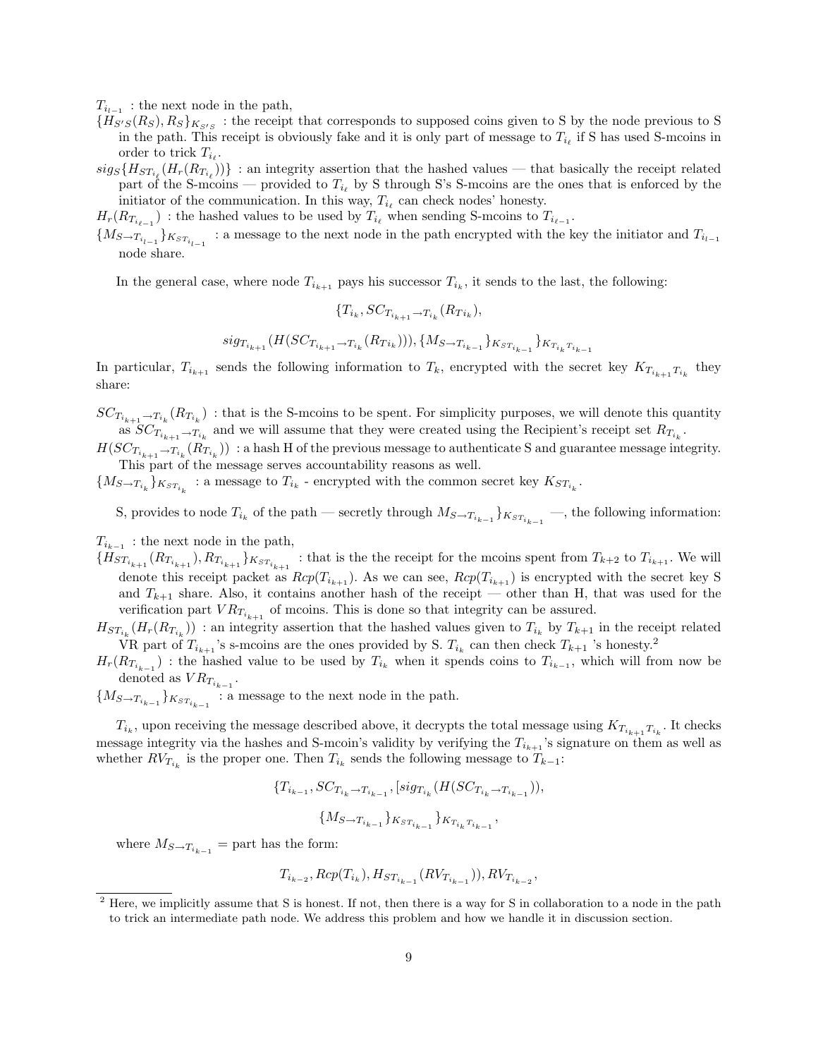$T_{i_{l-1}}$ : the next node in the path,

$\{H_{S'S}(R_S), R_S\}_{K_{S'S}}$ : the receipt that corresponds to supposed coins given to S by the node previous to S in the path. This receipt is obviously fake and it is only part of message to $T_{i_\ell}$ if S has used S-mcoins in order to trick $T_{i_\ell}$.

$sig_S\{H_{ST_{i_\ell}}(H_r(R_{T_{i_\ell}}))\}$ : an integrity assertion that the hashed values — that basically the receipt related part of the S-mcoins — provided to $T_{i_\ell}$ by S through S's S-mcoins are the ones that is enforced by the initiator of the communication. In this way, $T_{i_\ell}$ can check nodes' honesty.

$H_r(R_{T_{i_{\ell-1}}})$ : the hashed values to be used by $T_{i_\ell}$ when sending S-mcoins to $T_{i_{\ell-1}}$.

$\{M_{S\to T_{i_{l-1}}}\}_{K_{ST_{i_{l-1}}}}$ : a message to the next node in the path encrypted with the key the initiator and $T_{i_{l-1}}$ node share.

In the general case, where node $T_{i_{k+1}}$ pays his successor $T_{i_k}$, it sends to the last, the following:

$$\{T_{i_k}, SC_{T_{i_{k+1}}\to T_{i_k}}(R_{Ti_k}),$$

$$sig_{T_{i_{k+1}}}(H(SC_{T_{i_{k+1}}\to T_{i_k}}(R_{Ti_k}))), \{M_{S\to T_{i_{k-1}}}\}_{K_{ST_{i_{k-1}}}}\}_{K_{T_{i_k}T_{i_{k-1}}}}$$

In particular, $T_{i_{k+1}}$ sends the following information to $T_k$, encrypted with the secret key $K_{T_{i_{k+1}}T_{i_k}}$ they share:

$SC_{T_{i_{k+1}}\to T_{i_k}}(R_{T_{i_k}})$ : that is the S-mcoins to be spent. For simplicity purposes, we will denote this quantity as $SC_{T_{i_{k+1}}\to T_{i_k}}$ and we will assume that they were created using the Recipient's receipt set $R_{T_{i_k}}$.

$H(SC_{T_{i_{k+1}}\to T_{i_k}}(R_{T_{i_k}}))$ : a hash H of the previous message to authenticate S and guarantee message integrity. This part of the message serves accountability reasons as well.

$\{M_{S\to T_{i_k}}\}_{K_{ST_{i_k}}}$ : a message to $T_{i_k}$ - encrypted with the common secret key $K_{ST_{i_k}}$.

S, provides to node $T_{i_k}$ of the path — secretly through $M_{S\to T_{i_{k-1}}}\}_{K_{ST_{i_{k-1}}}}$ —, the following information:

$T_{i_{k-1}}$ : the next node in the path,

$\{H_{ST_{i_{k+1}}}(R_{T_{i_{k+1}}}), R_{T_{i_{k+1}}}\}_{K_{ST_{i_{k+1}}}}$ : that is the the receipt for the mcoins spent from $T_{k+2}$ to $T_{i_{k+1}}$. We will denote this receipt packet as $Rcp(T_{i_{k+1}})$. As we can see, $Rcp(T_{i_{k+1}})$ is encrypted with the secret key S and $T_{k+1}$ share. Also, it contains another hash of the receipt — other than H, that was used for the verification part $VR_{T_{i_{k+1}}}$ of mcoins. This is done so that integrity can be assured.

$H_{ST_{i_k}}(H_r(R_{T_{i_k}}))$ : an integrity assertion that the hashed values given to $T_{i_k}$ by $T_{k+1}$ in the receipt related VR part of $T_{i_{k+1}}$'s s-mcoins are the ones provided by S. $T_{i_k}$ can then check $T_{k+1}$ 's honesty.[2]

$H_r(R_{T_{i_{k-1}}})$ : the hashed value to be used by $T_{i_k}$ when it spends coins to $T_{i_{k-1}}$, which will from now be denoted as $VR_{T_{i_{k-1}}}$.

$\{M_{S\to T_{i_{k-1}}}\}_{K_{ST_{i_{k-1}}}}$ : a message to the next node in the path.

$T_{i_k}$, upon receiving the message described above, it decrypts the total message using $K_{T_{i_{k+1}}T_{i_k}}$. It checks message integrity via the hashes and S-mcoin's validity by verifying the $T_{i_{k+1}}$'s signature on them as well as whether $RV_{T_{i_k}}$ is the proper one. Then $T_{i_k}$ sends the following message to $T_{k-1}$:

$$\{T_{i_{k-1}}, SC_{T_{i_k}\to T_{i_{k-1}}}, [sig_{T_{i_k}}(H(SC_{T_{i_k}\to T_{i_{k-1}}})),$$

$$\{M_{S\to T_{i_{k-1}}}\}_{K_{ST_{i_{k-1}}}}\}_{K_{T_{i_k}T_{i_{k-1}}}},$$

where $M_{S\to T_{i_{k-1}}} =$ part has the form:

$$T_{i_{k-2}}, Rcp(T_{i_k}), H_{ST_{i_{k-1}}}(RV_{T_{i_{k-1}}})), RV_{T_{i_{k-2}}},$$

[2] Here, we implicitly assume that S is honest. If not, then there is a way for S in collaboration to a node in the path to trick an intermediate path node. We address this problem and how we handle it in discussion section.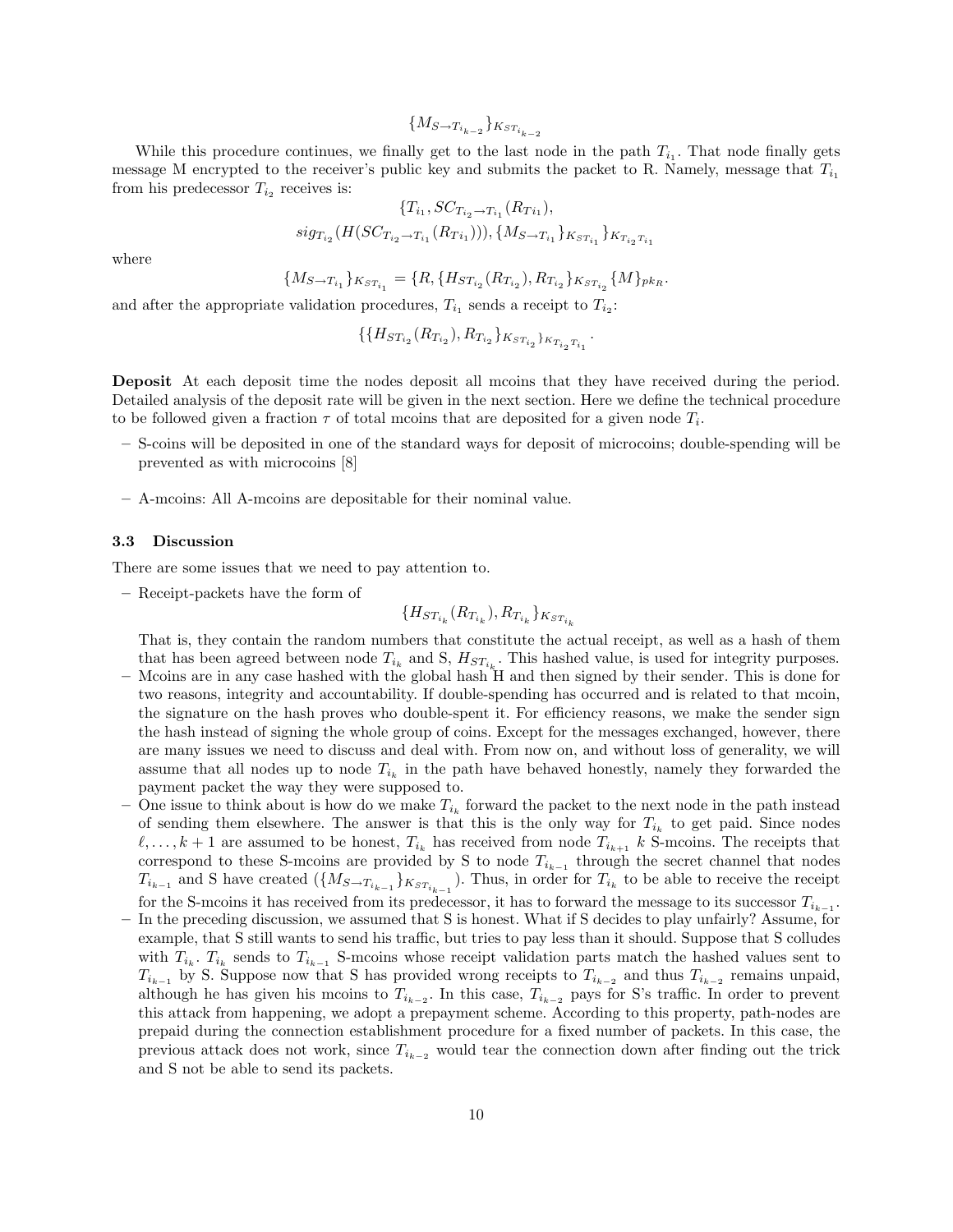$$\{M_{S \to T_{i_{k-2}}}\}_{K_{ST_{i_{k-2}}}}$$

While this procedure continues, we finally get to the last node in the path $T_{i_1}$. That node finally gets message M encrypted to the receiver's public key and submits the packet to R. Namely, message that $T_{i_1}$ from his predecessor $T_{i_2}$ receives is:

$$\{T_{i_1}, SC_{T_{i_2} \to T_{i_1}}(R_{Ti_1}),$$
$$sig_{T_{i_2}}(H(SC_{T_{i_2} \to T_{i_1}}(R_{Ti_1}))), \{M_{S \to T_{i_1}}\}_{K_{ST_{i_1}}}\}_{K_{T_{i_2}T_{i_1}}}$$

where

$$\{M_{S \to T_{i_1}}\}_{K_{ST_{i_1}}} = \{R, \{H_{ST_{i_2}}(R_{T_{i_2}}), R_{T_{i_2}}\}_{K_{ST_{i_2}}}\{M\}_{pk_R}.$$

and after the appropriate validation procedures, $T_{i_1}$ sends a receipt to $T_{i_2}$:

$$\{\{H_{ST_{i_2}}(R_{T_{i_2}}), R_{T_{i_2}}\}_{K_{ST_{i_2}}}\}_{K_{T_{i_2}T_{i_1}}}.$$

**Deposit** At each deposit time the nodes deposit all mcoins that they have received during the period. Detailed analysis of the deposit rate will be given in the next section. Here we define the technical procedure to be followed given a fraction $\tau$ of total mcoins that are deposited for a given node $T_i$.

- S-coins will be deposited in one of the standard ways for deposit of microcoins; double-spending will be prevented as with microcoins [8]
- A-mcoins: All A-mcoins are depositable for their nominal value.

### 3.3 Discussion

There are some issues that we need to pay attention to.

- Receipt-packets have the form of
$$\{H_{ST_{i_k}}(R_{T_{i_k}}), R_{T_{i_k}}\}_{K_{ST_{i_k}}}$$
That is, they contain the random numbers that constitute the actual receipt, as well as a hash of them that has been agreed between node $T_{i_k}$ and S, $H_{ST_{i_k}}$. This hashed value, is used for integrity purposes.
- Mcoins are in any case hashed with the global hash H and then signed by their sender. This is done for two reasons, integrity and accountability. If double-spending has occurred and is related to that mcoin, the signature on the hash proves who double-spent it. For efficiency reasons, we make the sender sign the hash instead of signing the whole group of coins. Except for the messages exchanged, however, there are many issues we need to discuss and deal with. From now on, and without loss of generality, we will assume that all nodes up to node $T_{i_k}$ in the path have behaved honestly, namely they forwarded the payment packet the way they were supposed to.
- One issue to think about is how do we make $T_{i_k}$ forward the packet to the next node in the path instead of sending them elsewhere. The answer is that this is the only way for $T_{i_k}$ to get paid. Since nodes $\ell, \ldots, k+1$ are assumed to be honest, $T_{i_k}$ has received from node $T_{i_{k+1}}$ $k$ S-mcoins. The receipts that correspond to these S-mcoins are provided by S to node $T_{i_{k-1}}$ through the secret channel that nodes $T_{i_{k-1}}$ and S have created ($\{M_{S \to T_{i_{k-1}}}\}_{K_{ST_{i_{k-1}}}}$). Thus, in order for $T_{i_k}$ to be able to receive the receipt for the S-mcoins it has received from its predecessor, it has to forward the message to its successor $T_{i_{k-1}}$.
- In the preceding discussion, we assumed that S is honest. What if S decides to play unfairly? Assume, for example, that S still wants to send his traffic, but tries to pay less than it should. Suppose that S colludes with $T_{i_k}$. $T_{i_k}$ sends to $T_{i_{k-1}}$ S-mcoins whose receipt validation parts match the hashed values sent to $T_{i_{k-1}}$ by S. Suppose now that S has provided wrong receipts to $T_{i_{k-2}}$ and thus $T_{i_{k-2}}$ remains unpaid, although he has given his mcoins to $T_{i_{k-2}}$. In this case, $T_{i_{k-2}}$ pays for S's traffic. In order to prevent this attack from happening, we adopt a prepayment scheme. According to this property, path-nodes are prepaid during the connection establishment procedure for a fixed number of packets. In this case, the previous attack does not work, since $T_{i_{k-2}}$ would tear the connection down after finding out the trick and S not be able to send its packets.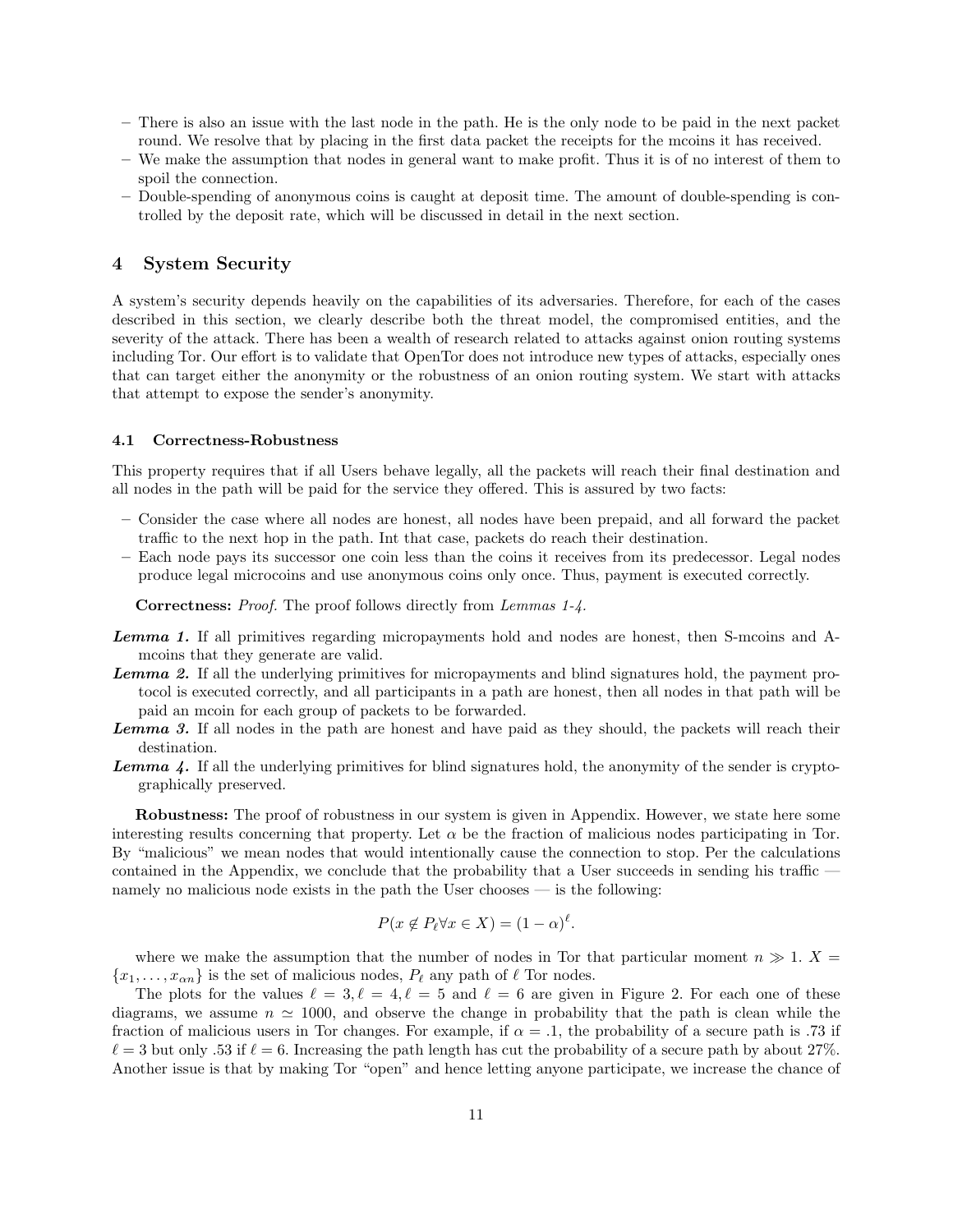- There is also an issue with the last node in the path. He is the only node to be paid in the next packet round. We resolve that by placing in the first data packet the receipts for the mcoins it has received.
- We make the assumption that nodes in general want to make profit. Thus it is of no interest of them to spoil the connection.
- Double-spending of anonymous coins is caught at deposit time. The amount of double-spending is controlled by the deposit rate, which will be discussed in detail in the next section.

## 4 System Security

A system's security depends heavily on the capabilities of its adversaries. Therefore, for each of the cases described in this section, we clearly describe both the threat model, the compromised entities, and the severity of the attack. There has been a wealth of research related to attacks against onion routing systems including Tor. Our effort is to validate that OpenTor does not introduce new types of attacks, especially ones that can target either the anonymity or the robustness of an onion routing system. We start with attacks that attempt to expose the sender's anonymity.

### 4.1 Correctness-Robustness

This property requires that if all Users behave legally, all the packets will reach their final destination and all nodes in the path will be paid for the service they offered. This is assured by two facts:

- Consider the case where all nodes are honest, all nodes have been prepaid, and all forward the packet traffic to the next hop in the path. Int that case, packets do reach their destination.
- Each node pays its successor one coin less than the coins it receives from its predecessor. Legal nodes produce legal microcoins and use anonymous coins only once. Thus, payment is executed correctly.

**Correctness:** *Proof.* The proof follows directly from *Lemmas 1-4*.

***Lemma 1.*** If all primitives regarding micropayments hold and nodes are honest, then S-mcoins and A-mcoins that they generate are valid.

***Lemma 2.*** If all the underlying primitives for micropayments and blind signatures hold, the payment protocol is executed correctly, and all participants in a path are honest, then all nodes in that path will be paid an mcoin for each group of packets to be forwarded.

***Lemma 3.*** If all nodes in the path are honest and have paid as they should, the packets will reach their destination.

***Lemma 4.*** If all the underlying primitives for blind signatures hold, the anonymity of the sender is cryptographically preserved.

**Robustness:** The proof of robustness in our system is given in Appendix. However, we state here some interesting results concerning that property. Let $\alpha$ be the fraction of malicious nodes participating in Tor. By "malicious" we mean nodes that would intentionally cause the connection to stop. Per the calculations contained in the Appendix, we conclude that the probability that a User succeeds in sending his traffic — namely no malicious node exists in the path the User chooses — is the following:

$$P(x \notin P_\ell \forall x \in X) = (1 - \alpha)^\ell.$$

where we make the assumption that the number of nodes in Tor that particular moment $n \gg 1$. $X = \{x_1, \ldots, x_{\alpha n}\}$ is the set of malicious nodes, $P_\ell$ any path of $\ell$ Tor nodes.

The plots for the values $\ell = 3, \ell = 4, \ell = 5$ and $\ell = 6$ are given in Figure 2. For each one of these diagrams, we assume $n \simeq 1000$, and observe the change in probability that the path is clean while the fraction of malicious users in Tor changes. For example, if $\alpha = .1$, the probability of a secure path is .73 if $\ell = 3$ but only .53 if $\ell = 6$. Increasing the path length has cut the probability of a secure path by about 27%. Another issue is that by making Tor "open" and hence letting anyone participate, we increase the chance of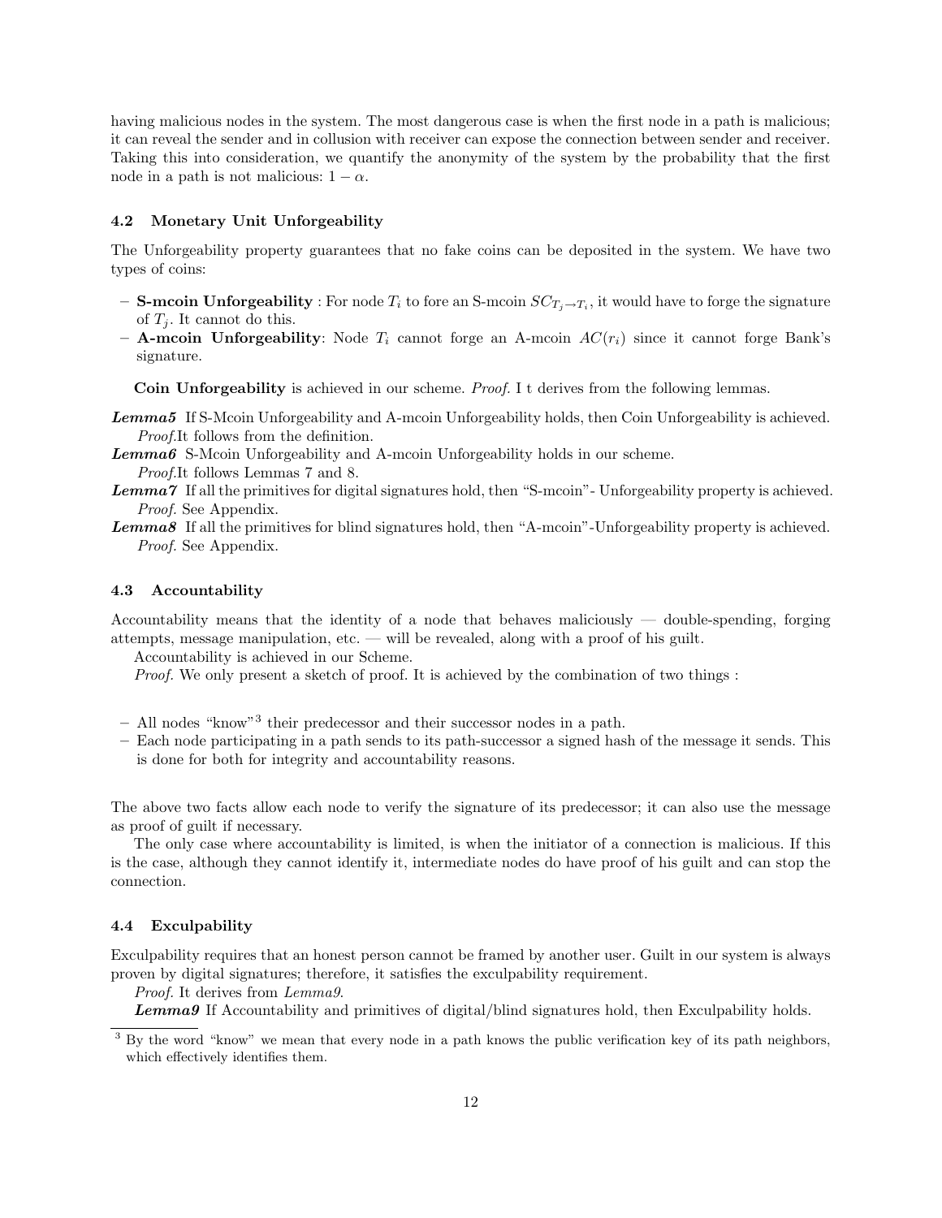having malicious nodes in the system. The most dangerous case is when the first node in a path is malicious; it can reveal the sender and in collusion with receiver can expose the connection between sender and receiver. Taking this into consideration, we quantify the anonymity of the system by the probability that the first node in a path is not malicious: $1 - \alpha$.

### 4.2 Monetary Unit Unforgeability

The Unforgeability property guarantees that no fake coins can be deposited in the system. We have two types of coins:

- **S-mcoin Unforgeability** : For node $T_i$ to fore an S-mcoin $SC_{T_j \to T_i}$, it would have to forge the signature of $T_j$. It cannot do this.
- **A-mcoin Unforgeability**: Node $T_i$ cannot forge an A-mcoin $AC(r_i)$ since it cannot forge Bank's signature.

**Coin Unforgeability** is achieved in our scheme. *Proof.* I t derives from the following lemmas.

***Lemma5*** If S-Mcoin Unforgeability and A-mcoin Unforgeability holds, then Coin Unforgeability is achieved. *Proof.*It follows from the definition.

***Lemma6*** S-Mcoin Unforgeability and A-mcoin Unforgeability holds in our scheme. *Proof.*It follows Lemmas 7 and 8.

***Lemma7*** If all the primitives for digital signatures hold, then "S-mcoin"- Unforgeability property is achieved. *Proof.* See Appendix.

***Lemma8*** If all the primitives for blind signatures hold, then "A-mcoin"-Unforgeability property is achieved. *Proof.* See Appendix.

### 4.3 Accountability

Accountability means that the identity of a node that behaves maliciously — double-spending, forging attempts, message manipulation, etc. — will be revealed, along with a proof of his guilt.

Accountability is achieved in our Scheme.

*Proof.* We only present a sketch of proof. It is achieved by the combination of two things :

- All nodes "know"[3] their predecessor and their successor nodes in a path.
- Each node participating in a path sends to its path-successor a signed hash of the message it sends. This is done for both for integrity and accountability reasons.

The above two facts allow each node to verify the signature of its predecessor; it can also use the message as proof of guilt if necessary.

The only case where accountability is limited, is when the initiator of a connection is malicious. If this is the case, although they cannot identify it, intermediate nodes do have proof of his guilt and can stop the connection.

### 4.4 Exculpability

Exculpability requires that an honest person cannot be framed by another user. Guilt in our system is always proven by digital signatures; therefore, it satisfies the exculpability requirement.

*Proof.* It derives from *Lemma9*.

***Lemma9*** If Accountability and primitives of digital/blind signatures hold, then Exculpability holds.

[3] By the word "know" we mean that every node in a path knows the public verification key of its path neighbors, which effectively identifies them.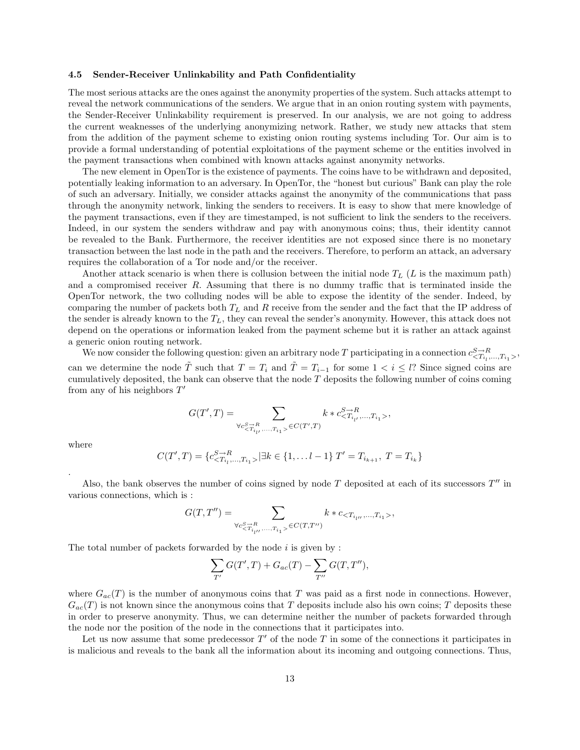### 4.5 Sender-Receiver Unlinkability and Path Confidentiality

The most serious attacks are the ones against the anonymity properties of the system. Such attacks attempt to reveal the network communications of the senders. We argue that in an onion routing system with payments, the Sender-Receiver Unlinkability requirement is preserved. In our analysis, we are not going to address the current weaknesses of the underlying anonymizing network. Rather, we study new attacks that stem from the addition of the payment scheme to existing onion routing systems including Tor. Our aim is to provide a formal understanding of potential exploitations of the payment scheme or the entities involved in the payment transactions when combined with known attacks against anonymity networks.

The new element in OpenTor is the existence of payments. The coins have to be withdrawn and deposited, potentially leaking information to an adversary. In OpenTor, the "honest but curious" Bank can play the role of such an adversary. Initially, we consider attacks against the anonymity of the communications that pass through the anonymity network, linking the senders to receivers. It is easy to show that mere knowledge of the payment transactions, even if they are timestamped, is not sufficient to link the senders to the receivers. Indeed, in our system the senders withdraw and pay with anonymous coins; thus, their identity cannot be revealed to the Bank. Furthermore, the receiver identities are not exposed since there is no monetary transaction between the last node in the path and the receivers. Therefore, to perform an attack, an adversary requires the collaboration of a Tor node and/or the receiver.

Another attack scenario is when there is collusion between the initial node $T_L$ ($L$ is the maximum path) and a compromised receiver $R$. Assuming that there is no dummy traffic that is terminated inside the OpenTor network, the two colluding nodes will be able to expose the identity of the sender. Indeed, by comparing the number of packets both $T_L$ and $R$ receive from the sender and the fact that the IP address of the sender is already known to the $T_L$, they can reveal the sender's anonymity. However, this attack does not depend on the operations or information leaked from the payment scheme but it is rather an attack against a generic onion routing network.

We now consider the following question: given an arbitrary node $T$ participating in a connection $c^{S \to R}_{<T_{i_l},\ldots,T_{i_1}>}$, can we determine the node $\tilde{T}$ such that $T = T_i$ and $\tilde{T} = T_{i-1}$ for some $1 < i \leq l$? Since signed coins are cumulatively deposited, the bank can observe that the node $T$ deposits the following number of coins coming from any of his neighbors $T'$

$$G(T',T) = \sum_{\forall c^{S \to R}_{<T_{i_{l'}},\ldots,T_{i_1}>} \in C(T',T)} k * c^{S \to R}_{<T_{i_{l'}},\ldots,T_{i_1}>},$$

where

$$C(T',T) = \{c^{S \to R}_{<T_{i_l},\ldots,T_{i_1}>} | \exists k \in \{1,\ldots l-1\} \; T' = T_{i_{k+1}}, \; T = T_{i_k}\}$$

.

Also, the bank observes the number of coins signed by node $T$ deposited at each of its successors $T''$ in various connections, which is :

$$G(T,T'') = \sum_{\forall c^{S \to R}_{<T_{i_{l''}},\ldots,T_{i_1}>} \in C(T,T'')} k * c_{<T_{i_{l''}},\ldots,T_{i_1}>},$$

The total number of packets forwarded by the node $i$ is given by :

$$\sum_{T'} G(T',T) + G_{ac}(T) - \sum_{T''} G(T,T''),$$

where $G_{ac}(T)$ is the number of anonymous coins that $T$ was paid as a first node in connections. However, $G_{ac}(T)$ is not known since the anonymous coins that $T$ deposits include also his own coins; $T$ deposits these in order to preserve anonymity. Thus, we can determine neither the number of packets forwarded through the node nor the position of the node in the connections that it participates into.

Let us now assume that some predecessor $T'$ of the node $T$ in some of the connections it participates in is malicious and reveals to the bank all the information about its incoming and outgoing connections. Thus,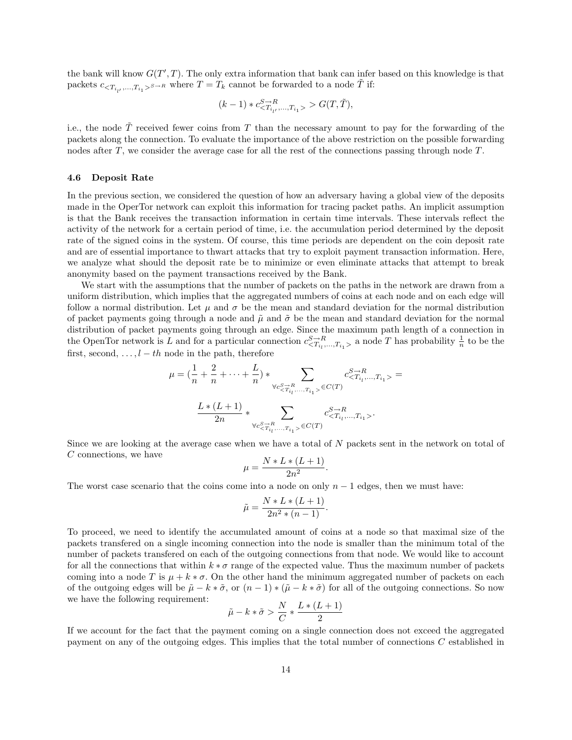the bank will know $G(T', T)$. The only extra information that bank can infer based on this knowledge is that packets $c_{<T_{i_{l'}},\ldots,T_{i_1}>^{S\to R}}$ where $T = T_k$ cannot be forwarded to a node $\tilde{T}$ if:

$$(k-1) * c^{S \to R}_{<T_{i_{l'}},\ldots,T_{i_1}>} > G(T, \tilde{T}),$$

i.e., the node $\tilde{T}$ received fewer coins from $T$ than the necessary amount to pay for the forwarding of the packets along the connection. To evaluate the importance of the above restriction on the possible forwarding nodes after $T$, we consider the average case for all the rest of the connections passing through node $T$.

### 4.6 Deposit Rate

In the previous section, we considered the question of how an adversary having a global view of the deposits made in the OperTor network can exploit this information for tracing packet paths. An implicit assumption is that the Bank receives the transaction information in certain time intervals. These intervals reflect the activity of the network for a certain period of time, i.e. the accumulation period determined by the deposit rate of the signed coins in the system. Of course, this time periods are dependent on the coin deposit rate and are of essential importance to thwart attacks that try to exploit payment transaction information. Here, we analyze what should the deposit rate be to minimize or even eliminate attacks that attempt to break anonymity based on the payment transactions received by the Bank.

We start with the assumptions that the number of packets on the paths in the network are drawn from a uniform distribution, which implies that the aggregated numbers of coins at each node and on each edge will follow a normal distribution. Let $\mu$ and $\sigma$ be the mean and standard deviation for the normal distribution of packet payments going through a node and $\tilde{\mu}$ and $\tilde{\sigma}$ be the mean and standard deviation for the normal distribution of packet payments going through an edge. Since the maximum path length of a connection in the OpenTor network is $L$ and for a particular connection $c^{S \to R}_{<T_{i_l},\ldots,T_{i_1}>}$ a node $T$ has probability $\frac{1}{n}$ to be the first, second, $\ldots, l-th$ node in the path, therefore

$$\mu = \left(\frac{1}{n} + \frac{2}{n} + \cdots + \frac{L}{n}\right) * \sum_{\forall c^{S \to R}_{<T_{i_l},\ldots,T_{i_1}>} \in C(T)} c^{S \to R}_{<T_{i_l},\ldots,T_{i_1}>} =$$

$$\frac{L*(L+1)}{2n} * \sum_{\forall c^{S \to R}_{<T_{i_l},\ldots,T_{i_1}>} \in C(T)} c^{S \to R}_{<T_{i_l},\ldots,T_{i_1}>}.$$

Since we are looking at the average case when we have a total of $N$ packets sent in the network on total of $C$ connections, we have

$$\mu = \frac{N * L * (L+1)}{2n^2}.$$

The worst case scenario that the coins come into a node on only $n-1$ edges, then we must have:

$$\tilde{\mu} = \frac{N * L * (L+1)}{2n^2 * (n-1)}.$$

To proceed, we need to identify the accumulated amount of coins at a node so that maximal size of the packets transfered on a single incoming connection into the node is smaller than the minimum total of the number of packets transfered on each of the outgoing connections from that node. We would like to account for all the connections that within $k * \sigma$ range of the expected value. Thus the maximum number of packets coming into a node $T$ is $\mu + k * \sigma$. On the other hand the minimum aggregated number of packets on each of the outgoing edges will be $\tilde{\mu} - k * \tilde{\sigma}$, or $(n-1) * (\tilde{\mu} - k * \tilde{\sigma})$ for all of the outgoing connections. So now we have the following requirement:

$$\tilde{\mu} - k * \tilde{\sigma} > \frac{N}{C} * \frac{L*(L+1)}{2}$$

If we account for the fact that the payment coming on a single connection does not exceed the aggregated payment on any of the outgoing edges. This implies that the total number of connections $C$ established in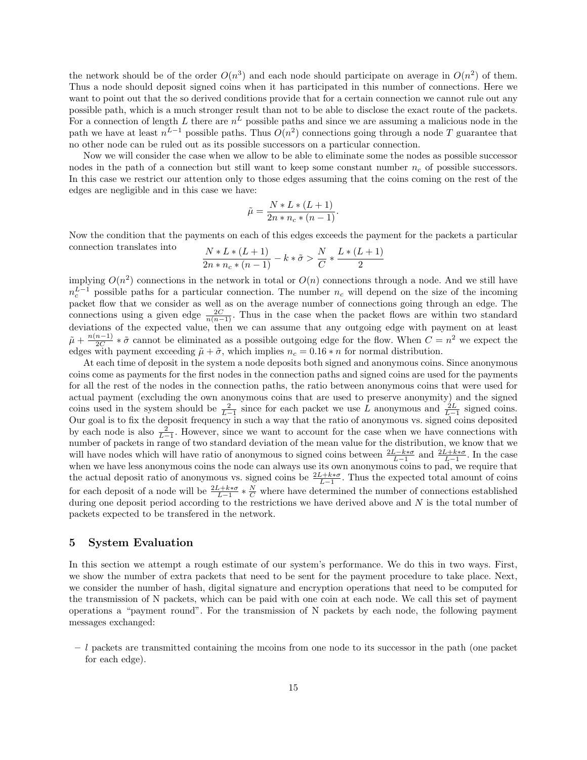the network should be of the order $O(n^3)$ and each node should participate on average in $O(n^2)$ of them. Thus a node should deposit signed coins when it has participated in this number of connections. Here we want to point out that the so derived conditions provide that for a certain connection we cannot rule out any possible path, which is a much stronger result than not to be able to disclose the exact route of the packets. For a connection of length $L$ there are $n^L$ possible paths and since we are assuming a malicious node in the path we have at least $n^{L-1}$ possible paths. Thus $O(n^2)$ connections going through a node $T$ guarantee that no other node can be ruled out as its possible successors on a particular connection.

Now we will consider the case when we allow to be able to eliminate some the nodes as possible successor nodes in the path of a connection but still want to keep some constant number $n_c$ of possible successors. In this case we restrict our attention only to those edges assuming that the coins coming on the rest of the edges are negligible and in this case we have:

$$\tilde{\mu} = \frac{N * L * (L+1)}{2n * n_c * (n-1)}.$$

Now the condition that the payments on each of this edges exceeds the payment for the packets a particular connection translates into

$$\frac{N * L * (L+1)}{2n * n_c * (n-1)} - k * \tilde{\sigma} > \frac{N}{C} * \frac{L * (L+1)}{2}$$

implying $O(n^2)$ connections in the network in total or $O(n)$ connections through a node. And we still have $n_c^{L-1}$ possible paths for a particular connection. The number $n_c$ will depend on the size of the incoming packet flow that we consider as well as on the average number of connections going through an edge. The connections using a given edge $\frac{2C}{n(n-1)}$. Thus in the case when the packet flows are within two standard deviations of the expected value, then we can assume that any outgoing edge with payment on at least $\tilde{\mu} + \frac{n(n-1)}{2C} * \tilde{\sigma}$ cannot be eliminated as a possible outgoing edge for the flow. When $C = n^2$ we expect the edges with payment exceeding $\tilde{\mu} + \tilde{\sigma}$, which implies $n_c = 0.16 * n$ for normal distribution.

At each time of deposit in the system a node deposits both signed and anonymous coins. Since anonymous coins come as payments for the first nodes in the connection paths and signed coins are used for the payments for all the rest of the nodes in the connection paths, the ratio between anonymous coins that were used for actual payment (excluding the own anonymous coins that are used to preserve anonymity) and the signed coins used in the system should be $\frac{2}{L-1}$ since for each packet we use $L$ anonymous and $\frac{2L}{L-1}$ signed coins. Our goal is to fix the deposit frequency in such a way that the ratio of anonymous vs. signed coins deposited by each node is also $\frac{2}{L-1}$. However, since we want to account for the case when we have connections with number of packets in range of two standard deviation of the mean value for the distribution, we know that we will have nodes which will have ratio of anonymous to signed coins between $\frac{2L-k*\sigma}{L-1}$ and $\frac{2L+k*\sigma}{L-1}$. In the case when we have less anonymous coins the node can always use its own anonymous coins to pad, we require that the actual deposit ratio of anonymous vs. signed coins be $\frac{2L+k*\sigma}{L-1}$. Thus the expected total amount of coins for each deposit of a node will be $\frac{2L+k*\sigma}{L-1} * \frac{N}{C}$ where have determined the number of connections established during one deposit period according to the restrictions we have derived above and $N$ is the total number of packets expected to be transfered in the network.

## 5 System Evaluation

In this section we attempt a rough estimate of our system's performance. We do this in two ways. First, we show the number of extra packets that need to be sent for the payment procedure to take place. Next, we consider the number of hash, digital signature and encryption operations that need to be computed for the transmission of N packets, which can be paid with one coin at each node. We call this set of payment operations a "payment round". For the transmission of N packets by each node, the following payment messages exchanged:

- $l$ packets are transmitted containing the mcoins from one node to its successor in the path (one packet for each edge).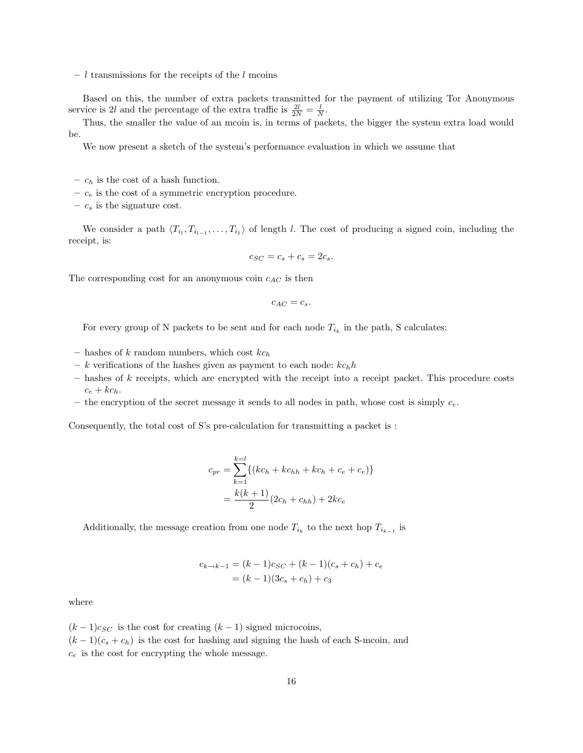- $l$ transmissions for the receipts of the $l$ mcoins

Based on this, the number of extra packets transmitted for the payment of utilizing Tor Anonymous service is $2l$ and the percentage of the extra traffic is $\frac{2l}{2N} = \frac{l}{N}$.

Thus, the smaller the value of an mcoin is, in terms of packets, the bigger the system extra load would be.

We now present a sketch of the system's performance evaluation in which we assume that

- $c_h$ is the cost of a hash function.
- $c_e$ is the cost of a symmetric encryption procedure.
- $c_s$ is the signature cost.

We consider a path $\langle T_{i_l}, T_{i_{l-1}}, \ldots, T_{i_1} \rangle$ of length $l$. The cost of producing a signed coin, including the receipt, is:

$$c_{SC} = c_s + c_s = 2c_s.$$

The corresponding cost for an anonymous coin $c_{AC}$ is then

$$c_{AC} = c_s.$$

For every group of N packets to be sent and for each node $T_{i_k}$ in the path, S calculates:

- hashes of $k$ random numbers, which cost $kc_h$
- $k$ verifications of the hashes given as payment to each node: $kc_h h$
- hashes of $k$ receipts, which are encrypted with the receipt into a receipt packet. This procedure costs $c_e + kc_h$.
- the encryption of the secret message it sends to all nodes in path, whose cost is simply $c_e$.

Consequently, the total cost of S's pre-calculation for transmitting a packet is :

$$\begin{aligned} c_{pr} &= \sum_{k=1}^{k=l} \{(kc_h + kc_{hh} + kc_h + c_e + c_e)\} \\ &= \frac{k(k+1)}{2}(2c_h + c_{hh}) + 2kc_e \end{aligned}$$

Additionally, the message creation from one node $T_{i_k}$ to the next hop $T_{i_{k-1}}$ is

$$\begin{aligned} c_{k \to k-1} &= (k-1)c_{SC} + (k-1)(c_s + c_h) + c_e \\ &= (k-1)(3c_s + c_h) + c_3 \end{aligned}$$

where

$(k-1)c_{SC}$ is the cost for creating $(k-1)$ signed microcoins,
$(k-1)(c_s + c_h)$ is the cost for hashing and signing the hash of each S-mcoin, and
$c_e$ is the cost for encrypting the whole message.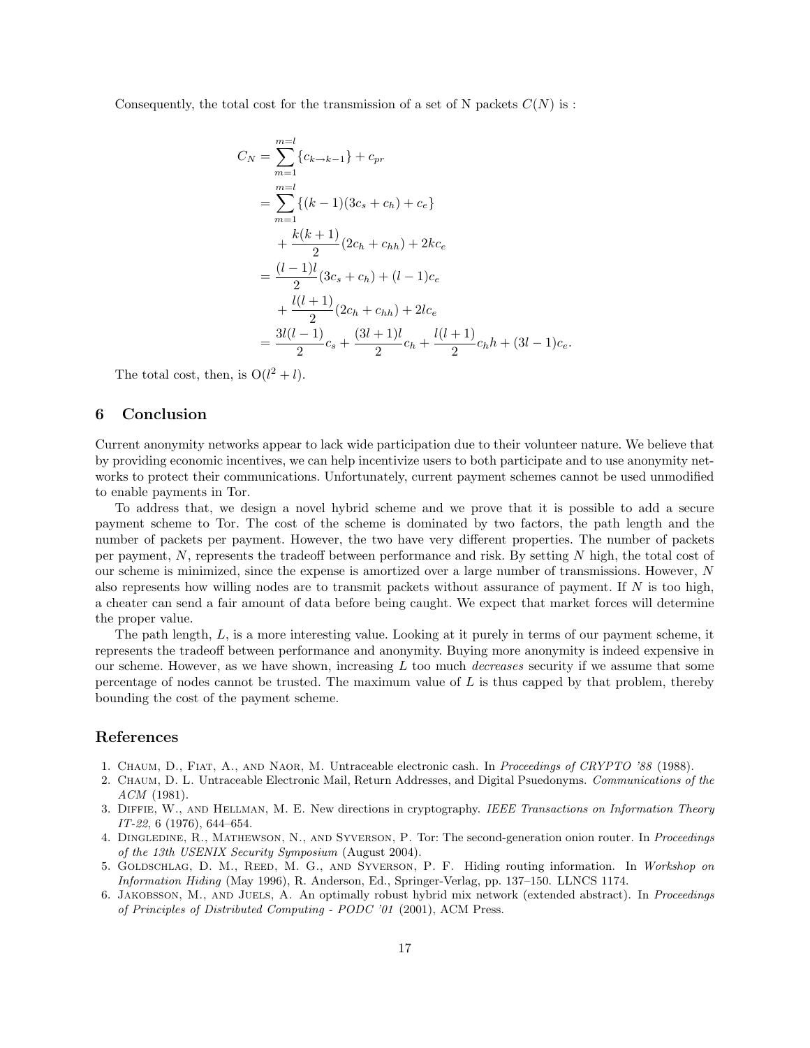Consequently, the total cost for the transmission of a set of N packets $C(N)$ is :

$$
\begin{aligned}
C_N &= \sum_{m=1}^{m=l} \{c_{k \to k-1}\} + c_{pr} \\
&= \sum_{m=1}^{m=l} \{(k-1)(3c_s + c_h) + c_e\} \\
&\quad + \frac{k(k+1)}{2}(2c_h + c_{hh}) + 2kc_e \\
&= \frac{(l-1)l}{2}(3c_s + c_h) + (l-1)c_e \\
&\quad + \frac{l(l+1)}{2}(2c_h + c_{hh}) + 2lc_e \\
&= \frac{3l(l-1)}{2}c_s + \frac{(3l+1)l}{2}c_h + \frac{l(l+1)}{2}c_h h + (3l-1)c_e.
\end{aligned}
$$

The total cost, then, is $O(l^2 + l)$.

## 6 Conclusion

Current anonymity networks appear to lack wide participation due to their volunteer nature. We believe that by providing economic incentives, we can help incentivize users to both participate and to use anonymity networks to protect their communications. Unfortunately, current payment schemes cannot be used unmodified to enable payments in Tor.

To address that, we design a novel hybrid scheme and we prove that it is possible to add a secure payment scheme to Tor. The cost of the scheme is dominated by two factors, the path length and the number of packets per payment. However, the two have very different properties. The number of packets per payment, $N$, represents the tradeoff between performance and risk. By setting $N$ high, the total cost of our scheme is minimized, since the expense is amortized over a large number of transmissions. However, $N$ also represents how willing nodes are to transmit packets without assurance of payment. If $N$ is too high, a cheater can send a fair amount of data before being caught. We expect that market forces will determine the proper value.

The path length, $L$, is a more interesting value. Looking at it purely in terms of our payment scheme, it represents the tradeoff between performance and anonymity. Buying more anonymity is indeed expensive in our scheme. However, as we have shown, increasing $L$ too much *decreases* security if we assume that some percentage of nodes cannot be trusted. The maximum value of $L$ is thus capped by that problem, thereby bounding the cost of the payment scheme.

## References

1. Chaum, D., Fiat, A., and Naor, M. Untraceable electronic cash. In *Proceedings of CRYPTO '88* (1988).
2. Chaum, D. L. Untraceable Electronic Mail, Return Addresses, and Digital Psuedonyms. *Communications of the ACM* (1981).
3. Diffie, W., and Hellman, M. E. New directions in cryptography. *IEEE Transactions on Information Theory IT-22*, 6 (1976), 644–654.
4. Dingledine, R., Mathewson, N., and Syverson, P. Tor: The second-generation onion router. In *Proceedings of the 13th USENIX Security Symposium* (August 2004).
5. Goldschlag, D. M., Reed, M. G., and Syverson, P. F. Hiding routing information. In *Workshop on Information Hiding* (May 1996), R. Anderson, Ed., Springer-Verlag, pp. 137–150. LLNCS 1174.
6. Jakobsson, M., and Juels, A. An optimally robust hybrid mix network (extended abstract). In *Proceedings of Principles of Distributed Computing - PODC '01* (2001), ACM Press.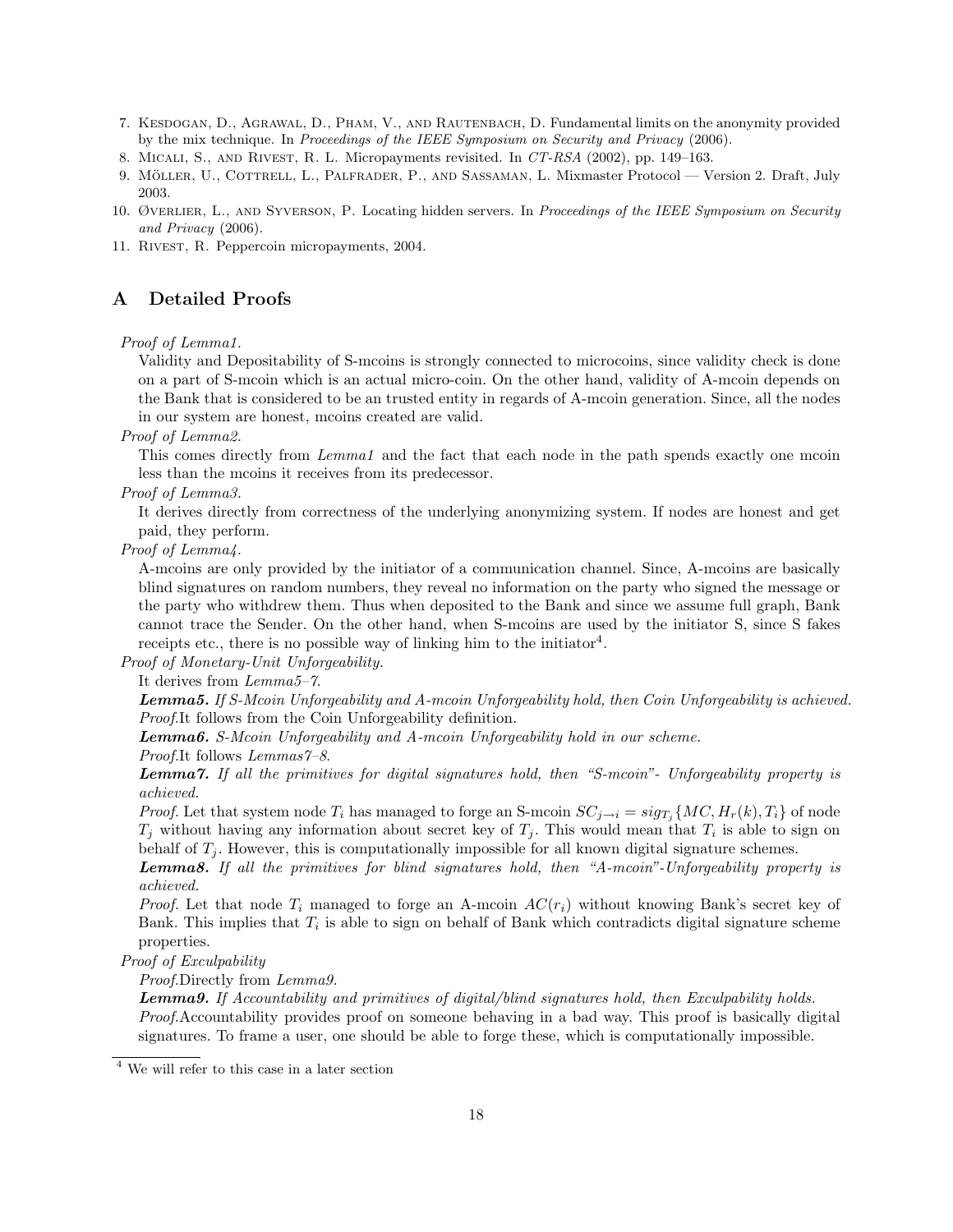7. Kesdogan, D., Agrawal, D., Pham, V., and Rautenbach, D. Fundamental limits on the anonymity provided by the mix technique. In *Proceedings of the IEEE Symposium on Security and Privacy* (2006).
8. Micali, S., and Rivest, R. L. Micropayments revisited. In *CT-RSA* (2002), pp. 149–163.
9. Möller, U., Cottrell, L., Palfrader, P., and Sassaman, L. Mixmaster Protocol — Version 2. Draft, July 2003.
10. Øverlier, L., and Syverson, P. Locating hidden servers. In *Proceedings of the IEEE Symposium on Security and Privacy* (2006).
11. Rivest, R. Peppercoin micropayments, 2004.

## A Detailed Proofs

*Proof of Lemma1.*

Validity and Depositability of S-mcoins is strongly connected to microcoins, since validity check is done on a part of S-mcoin which is an actual micro-coin. On the other hand, validity of A-mcoin depends on the Bank that is considered to be an trusted entity in regards of A-mcoin generation. Since, all the nodes in our system are honest, mcoins created are valid.

*Proof of Lemma2.*

This comes directly from *Lemma1* and the fact that each node in the path spends exactly one mcoin less than the mcoins it receives from its predecessor.

*Proof of Lemma3.*

It derives directly from correctness of the underlying anonymizing system. If nodes are honest and get paid, they perform.

*Proof of Lemma4.*

A-mcoins are only provided by the initiator of a communication channel. Since, A-mcoins are basically blind signatures on random numbers, they reveal no information on the party who signed the message or the party who withdrew them. Thus when deposited to the Bank and since we assume full graph, Bank cannot trace the Sender. On the other hand, when S-mcoins are used by the initiator S, since S fakes receipts etc., there is no possible way of linking him to the initiator[4].

*Proof of Monetary-Unit Unforgeability.*

It derives from *Lemma5–7*.

***Lemma5.*** *If S-Mcoin Unforgeability and A-mcoin Unforgeability hold, then Coin Unforgeability is achieved.*
*Proof.*It follows from the Coin Unforgeability definition.

***Lemma6.*** *S-Mcoin Unforgeability and A-mcoin Unforgeability hold in our scheme.*
*Proof.*It follows *Lemmas7–8*.

***Lemma7.*** *If all the primitives for digital signatures hold, then "S-mcoin"- Unforgeability property is achieved.*
*Proof.* Let that system node $T_i$ has managed to forge an S-mcoin $SC_{j\to i} = sig_{T_j}\{MC, H_r(k), T_i\}$ of node $T_j$ without having any information about secret key of $T_j$. This would mean that $T_i$ is able to sign on behalf of $T_j$. However, this is computationally impossible for all known digital signature schemes.

***Lemma8.*** *If all the primitives for blind signatures hold, then "A-mcoin"-Unforgeability property is achieved.*
*Proof.* Let that node $T_i$ managed to forge an A-mcoin $AC(r_i)$ without knowing Bank's secret key of Bank. This implies that $T_i$ is able to sign on behalf of Bank which contradicts digital signature scheme properties.

*Proof of Exculpability*

*Proof.*Directly from *Lemma9.*

***Lemma9.*** *If Accountability and primitives of digital/blind signatures hold, then Exculpability holds.*
*Proof.*Accountability provides proof on someone behaving in a bad way. This proof is basically digital signatures. To frame a user, one should be able to forge these, which is computationally impossible.

[4] We will refer to this case in a later section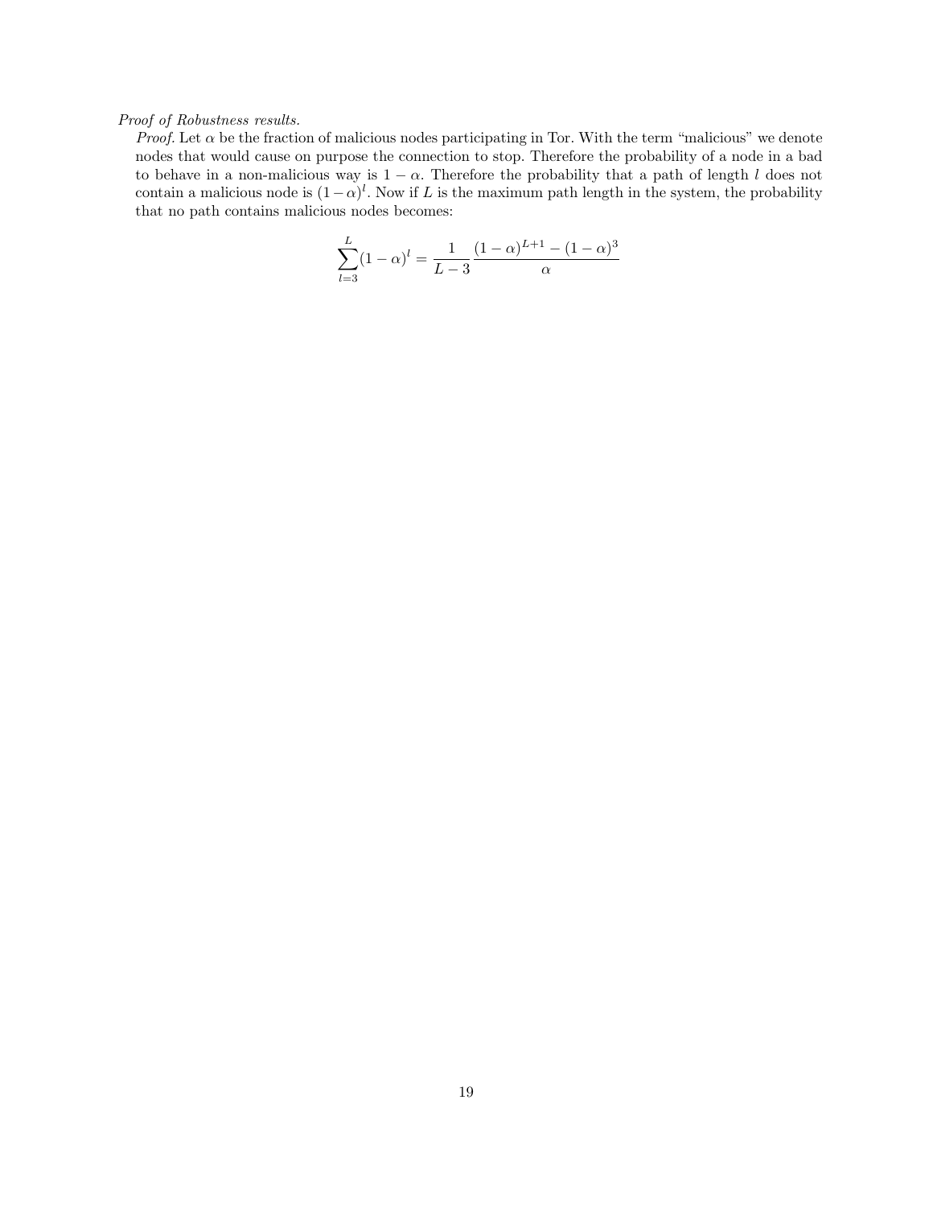*Proof of Robustness results.*

*Proof.* Let $\alpha$ be the fraction of malicious nodes participating in Tor. With the term "malicious" we denote nodes that would cause on purpose the connection to stop. Therefore the probability of a node in a bad to behave in a non-malicious way is $1 - \alpha$. Therefore the probability that a path of length $l$ does not contain a malicious node is $(1-\alpha)^l$. Now if $L$ is the maximum path length in the system, the probability that no path contains malicious nodes becomes:

$$\sum_{l=3}^{L}(1-\alpha)^l = \frac{1}{L-3}\frac{(1-\alpha)^{L+1} - (1-\alpha)^3}{\alpha}$$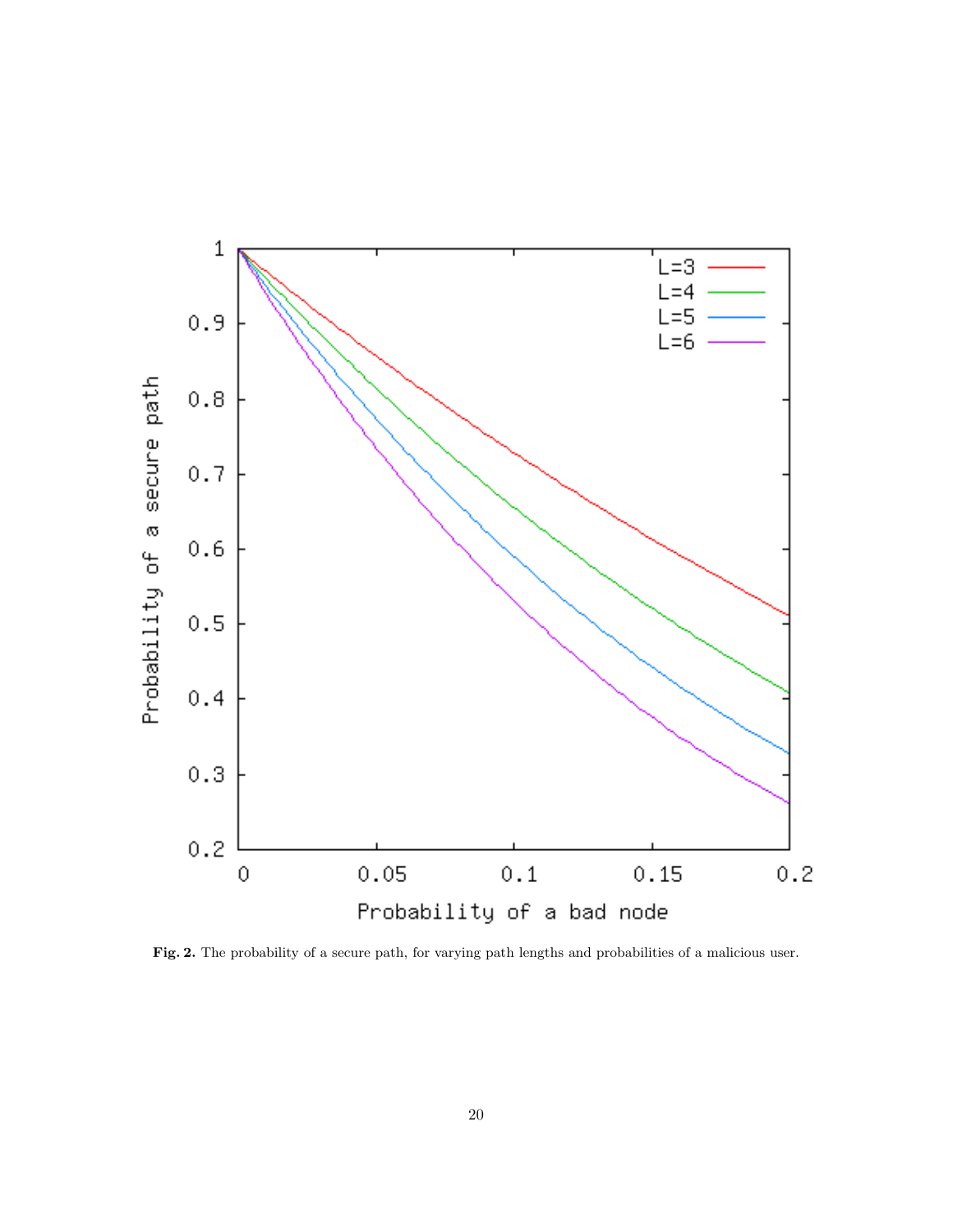1
0.9
0.8
0.7
0.6
0.5
0.4
0.3
0.2

0
0.05
0.1
0.15
0.2

Probability of a secure path

Probability of a bad node

L=3
L=4
L=5
L=6

**Fig. 2.** The probability of a secure path, for varying path lengths and probabilities of a malicious user.